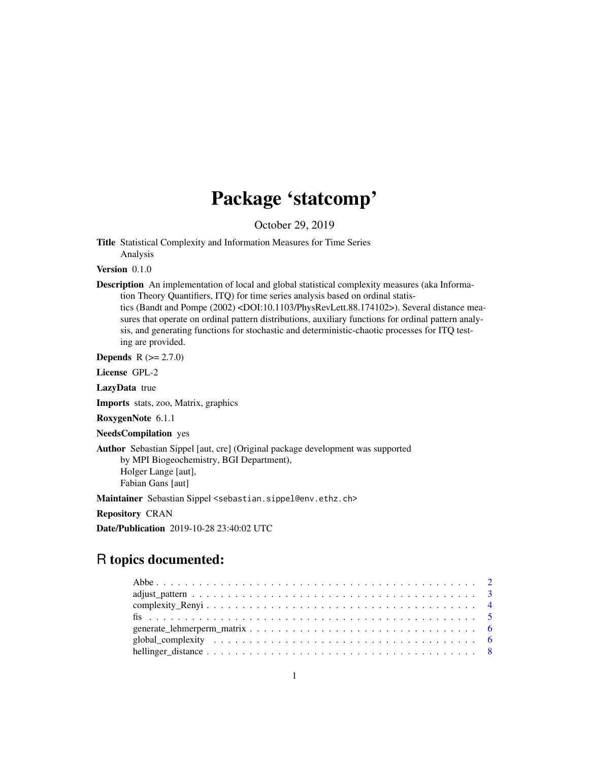# Package 'statcomp'

October 29, 2019

**Title** Statistical Complexity and Information Measures for Time Series Analysis

**Version** 0.1.0

**Description** An implementation of local and global statistical complexity measures (aka Information Theory Quantifiers, ITQ) for time series analysis based on ordinal statistics (Bandt and Pompe (2002) <DOI:10.1103/PhysRevLett.88.174102>). Several distance measures that operate on ordinal pattern distributions, auxiliary functions for ordinal pattern analysis, and generating functions for stochastic and deterministic-chaotic processes for ITQ testing are provided.

**Depends** R (>= 2.7.0)

**License** GPL-2

**LazyData** true

**Imports** stats, zoo, Matrix, graphics

**RoxygenNote** 6.1.1

**NeedsCompilation** yes

**Author** Sebastian Sippel [aut, cre] (Original package development was supported by MPI Biogeochemistry, BGI Department),
Holger Lange [aut],
Fabian Gans [aut]

**Maintainer** Sebastian Sippel <sebastian.sippel@env.ethz.ch>

**Repository** CRAN

**Date/Publication** 2019-10-28 23:40:02 UTC

## R topics documented:

- Abbe . . . . . . . . . . . . . . . . . . . . . . . . . . . . . . . . . . . . . . . . . . . 2
- adjust_pattern . . . . . . . . . . . . . . . . . . . . . . . . . . . . . . . . . . . . . . 3
- complexity_Renyi . . . . . . . . . . . . . . . . . . . . . . . . . . . . . . . . . . . . 4
- fis . . . . . . . . . . . . . . . . . . . . . . . . . . . . . . . . . . . . . . . . . . . . 5
- generate_lehmerperm_matrix . . . . . . . . . . . . . . . . . . . . . . . . . . . . . . 6
- global_complexity . . . . . . . . . . . . . . . . . . . . . . . . . . . . . . . . . . . 6
- hellinger_distance . . . . . . . . . . . . . . . . . . . . . . . . . . . . . . . . . . . 8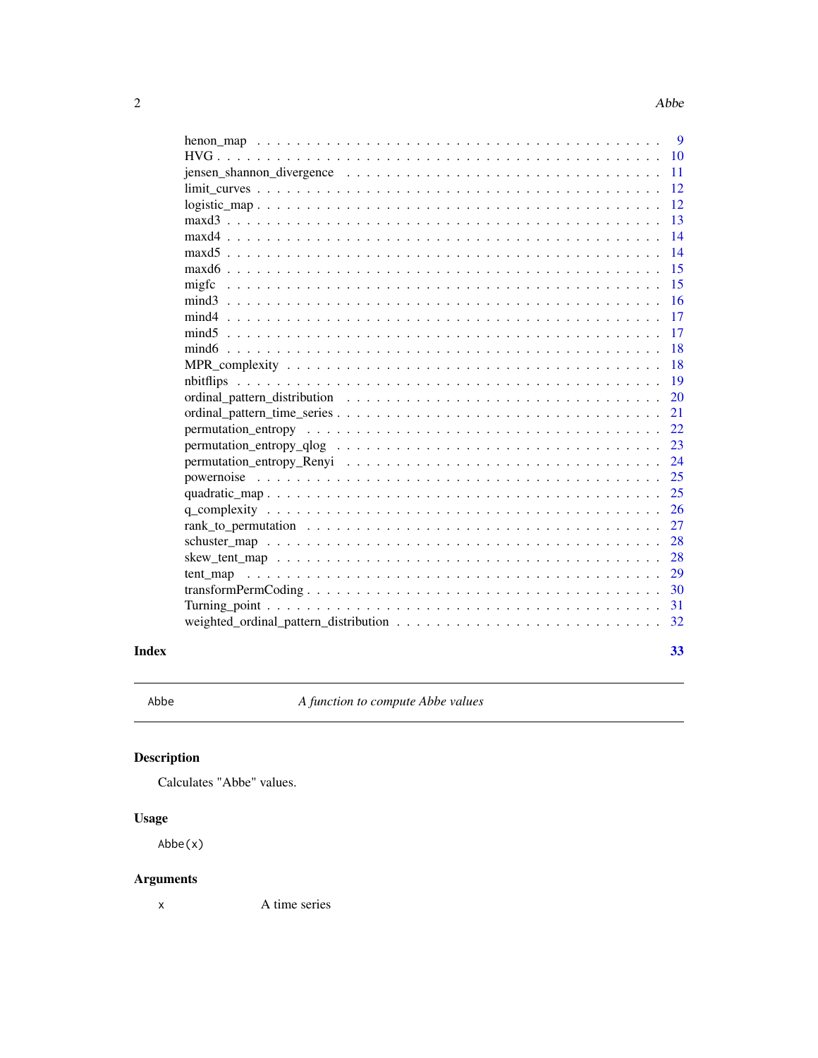henon_map . . . . . . . . . . . . . . . . . . . . . . . . . . . . . . . . . . . . . . . . 9
HVG . . . . . . . . . . . . . . . . . . . . . . . . . . . . . . . . . . . . . . . . . . . 10
jensen_shannon_divergence . . . . . . . . . . . . . . . . . . . . . . . . . . . . . . . . 11
limit_curves . . . . . . . . . . . . . . . . . . . . . . . . . . . . . . . . . . . . . . . 12
logistic_map . . . . . . . . . . . . . . . . . . . . . . . . . . . . . . . . . . . . . . . 12
maxd3 . . . . . . . . . . . . . . . . . . . . . . . . . . . . . . . . . . . . . . . . . . 13
maxd4 . . . . . . . . . . . . . . . . . . . . . . . . . . . . . . . . . . . . . . . . . . 14
maxd5 . . . . . . . . . . . . . . . . . . . . . . . . . . . . . . . . . . . . . . . . . . 14
maxd6 . . . . . . . . . . . . . . . . . . . . . . . . . . . . . . . . . . . . . . . . . . 15
migfc . . . . . . . . . . . . . . . . . . . . . . . . . . . . . . . . . . . . . . . . . . 15
mind3 . . . . . . . . . . . . . . . . . . . . . . . . . . . . . . . . . . . . . . . . . . 16
mind4 . . . . . . . . . . . . . . . . . . . . . . . . . . . . . . . . . . . . . . . . . . 17
mind5 . . . . . . . . . . . . . . . . . . . . . . . . . . . . . . . . . . . . . . . . . . 17
mind6 . . . . . . . . . . . . . . . . . . . . . . . . . . . . . . . . . . . . . . . . . . 18
MPR_complexity . . . . . . . . . . . . . . . . . . . . . . . . . . . . . . . . . . . . . 18
nbitflips . . . . . . . . . . . . . . . . . . . . . . . . . . . . . . . . . . . . . . . . 19
ordinal_pattern_distribution . . . . . . . . . . . . . . . . . . . . . . . . . . . . . . 20
ordinal_pattern_time_series . . . . . . . . . . . . . . . . . . . . . . . . . . . . . . 21
permutation_entropy . . . . . . . . . . . . . . . . . . . . . . . . . . . . . . . . . . 22
permutation_entropy_qlog . . . . . . . . . . . . . . . . . . . . . . . . . . . . . . . 23
permutation_entropy_Renyi . . . . . . . . . . . . . . . . . . . . . . . . . . . . . . 24
powernoise . . . . . . . . . . . . . . . . . . . . . . . . . . . . . . . . . . . . . . . 25
quadratic_map . . . . . . . . . . . . . . . . . . . . . . . . . . . . . . . . . . . . . 25
q_complexity . . . . . . . . . . . . . . . . . . . . . . . . . . . . . . . . . . . . . . 26
rank_to_permutation . . . . . . . . . . . . . . . . . . . . . . . . . . . . . . . . . . 27
schuster_map . . . . . . . . . . . . . . . . . . . . . . . . . . . . . . . . . . . . . . 28
skew_tent_map . . . . . . . . . . . . . . . . . . . . . . . . . . . . . . . . . . . . . 28
tent_map . . . . . . . . . . . . . . . . . . . . . . . . . . . . . . . . . . . . . . . . 29
transformPermCoding . . . . . . . . . . . . . . . . . . . . . . . . . . . . . . . . . . 30
Turning_point . . . . . . . . . . . . . . . . . . . . . . . . . . . . . . . . . . . . . . 31
weighted_ordinal_pattern_distribution . . . . . . . . . . . . . . . . . . . . . . . . . 32

**Index** 33

---

`Abbe` *A function to compute Abbe values*

---

## Description

Calculates "Abbe" values.

## Usage

```
Abbe(x)
```

## Arguments

| | |
|---|---|
| `x` | A time series |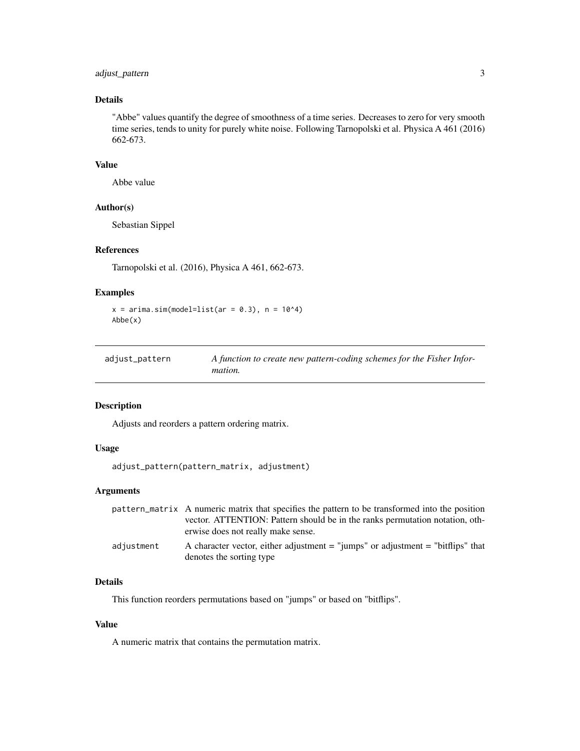### Details

"Abbe" values quantify the degree of smoothness of a time series. Decreases to zero for very smooth time series, tends to unity for purely white noise. Following Tarnopolski et al. Physica A 461 (2016) 662-673.

### Value

Abbe value

### Author(s)

Sebastian Sippel

### References

Tarnopolski et al. (2016), Physica A 461, 662-673.

### Examples

```
x = arima.sim(model=list(ar = 0.3), n = 10^4)
Abbe(x)
```

---

## adjust_pattern — *A function to create new pattern-coding schemes for the Fisher Information.*

---

### Description

Adjusts and reorders a pattern ordering matrix.

### Usage

```
adjust_pattern(pattern_matrix, adjustment)
```

### Arguments

| | |
|---|---|
| pattern_matrix | A numeric matrix that specifies the pattern to be transformed into the position vector. ATTENTION: Pattern should be in the ranks permutation notation, otherwise does not really make sense. |
| adjustment | A character vector, either adjustment = "jumps" or adjustment = "bitflips" that denotes the sorting type |

### Details

This function reorders permutations based on "jumps" or based on "bitflips".

### Value

A numeric matrix that contains the permutation matrix.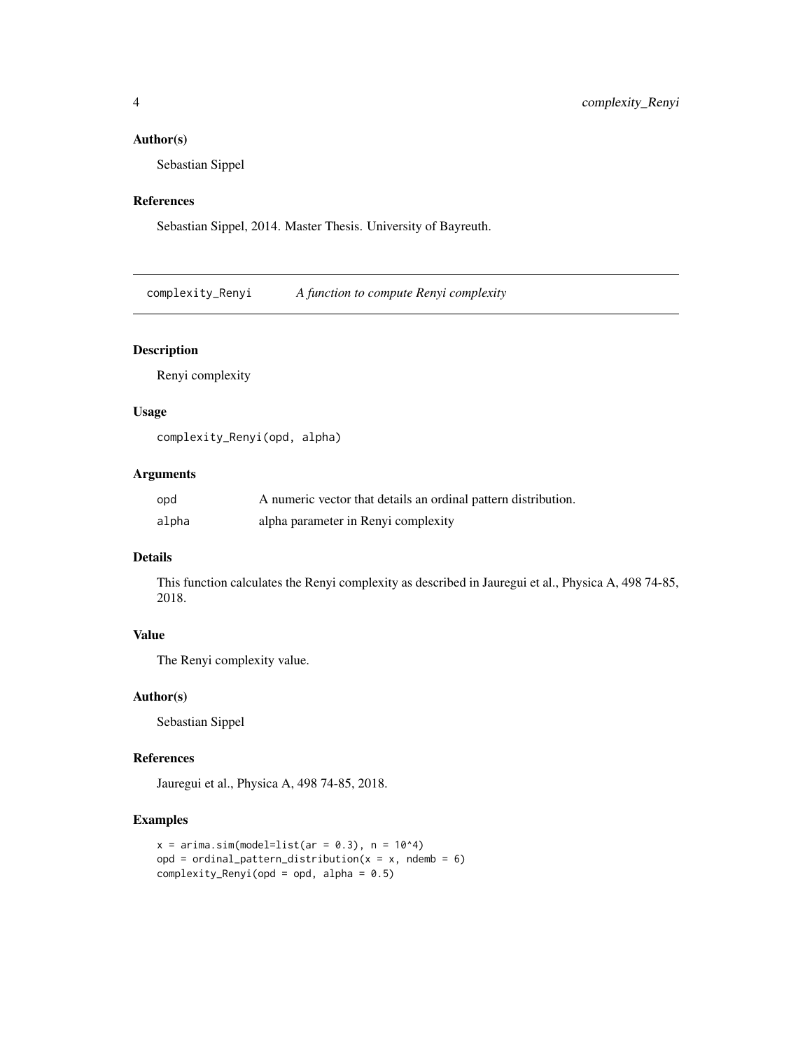### Author(s)

Sebastian Sippel

### References

Sebastian Sippel, 2014. Master Thesis. University of Bayreuth.

---

## complexity_Renyi — *A function to compute Renyi complexity*

### Description

Renyi complexity

### Usage

```
complexity_Renyi(opd, alpha)
```

### Arguments

| | |
|---|---|
| opd | A numeric vector that details an ordinal pattern distribution. |
| alpha | alpha parameter in Renyi complexity |

### Details

This function calculates the Renyi complexity as described in Jauregui et al., Physica A, 498 74-85, 2018.

### Value

The Renyi complexity value.

### Author(s)

Sebastian Sippel

### References

Jauregui et al., Physica A, 498 74-85, 2018.

### Examples

```
x = arima.sim(model=list(ar = 0.3), n = 10^4)
opd = ordinal_pattern_distribution(x = x, ndemb = 6)
complexity_Renyi(opd = opd, alpha = 0.5)
```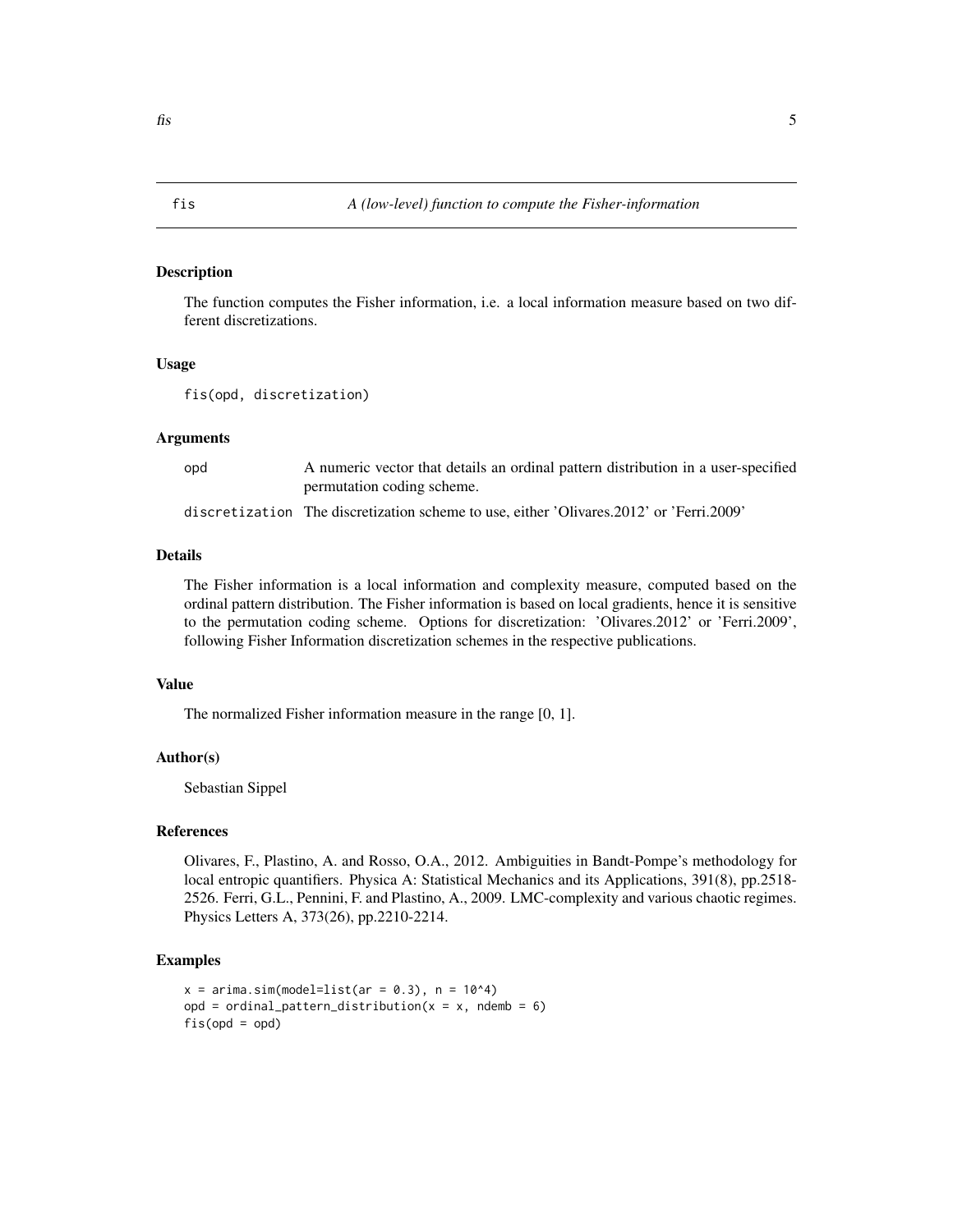# fis — *A (low-level) function to compute the Fisher-information*

## Description

The function computes the Fisher information, i.e. a local information measure based on two different discretizations.

## Usage

```
fis(opd, discretization)
```

## Arguments

| | |
|---|---|
| `opd` | A numeric vector that details an ordinal pattern distribution in a user-specified permutation coding scheme. |
| `discretization` | The discretization scheme to use, either 'Olivares.2012' or 'Ferri.2009' |

## Details

The Fisher information is a local information and complexity measure, computed based on the ordinal pattern distribution. The Fisher information is based on local gradients, hence it is sensitive to the permutation coding scheme. Options for discretization: 'Olivares.2012' or 'Ferri.2009', following Fisher Information discretization schemes in the respective publications.

## Value

The normalized Fisher information measure in the range [0, 1].

## Author(s)

Sebastian Sippel

## References

Olivares, F., Plastino, A. and Rosso, O.A., 2012. Ambiguities in Bandt-Pompe's methodology for local entropic quantifiers. Physica A: Statistical Mechanics and its Applications, 391(8), pp.2518-2526. Ferri, G.L., Pennini, F. and Plastino, A., 2009. LMC-complexity and various chaotic regimes. Physics Letters A, 373(26), pp.2210-2214.

## Examples

```
x = arima.sim(model=list(ar = 0.3), n = 10^4)
opd = ordinal_pattern_distribution(x = x, ndemb = 6)
fis(opd = opd)
```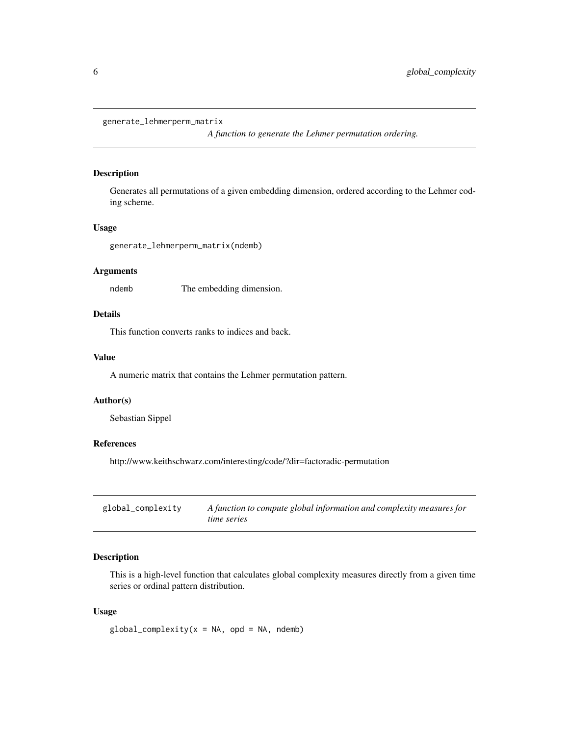## generate_lehmerperm_matrix

*A function to generate the Lehmer permutation ordering.*

### Description

Generates all permutations of a given embedding dimension, ordered according to the Lehmer coding scheme.

### Usage

```
generate_lehmerperm_matrix(ndemb)
```

### Arguments

| | |
|---|---|
| ndemb | The embedding dimension. |

### Details

This function converts ranks to indices and back.

### Value

A numeric matrix that contains the Lehmer permutation pattern.

### Author(s)

Sebastian Sippel

### References

http://www.keithschwarz.com/interesting/code/?dir=factoradic-permutation

## global_complexity

*A function to compute global information and complexity measures for time series*

### Description

This is a high-level function that calculates global complexity measures directly from a given time series or ordinal pattern distribution.

### Usage

```
global_complexity(x = NA, opd = NA, ndemb)
```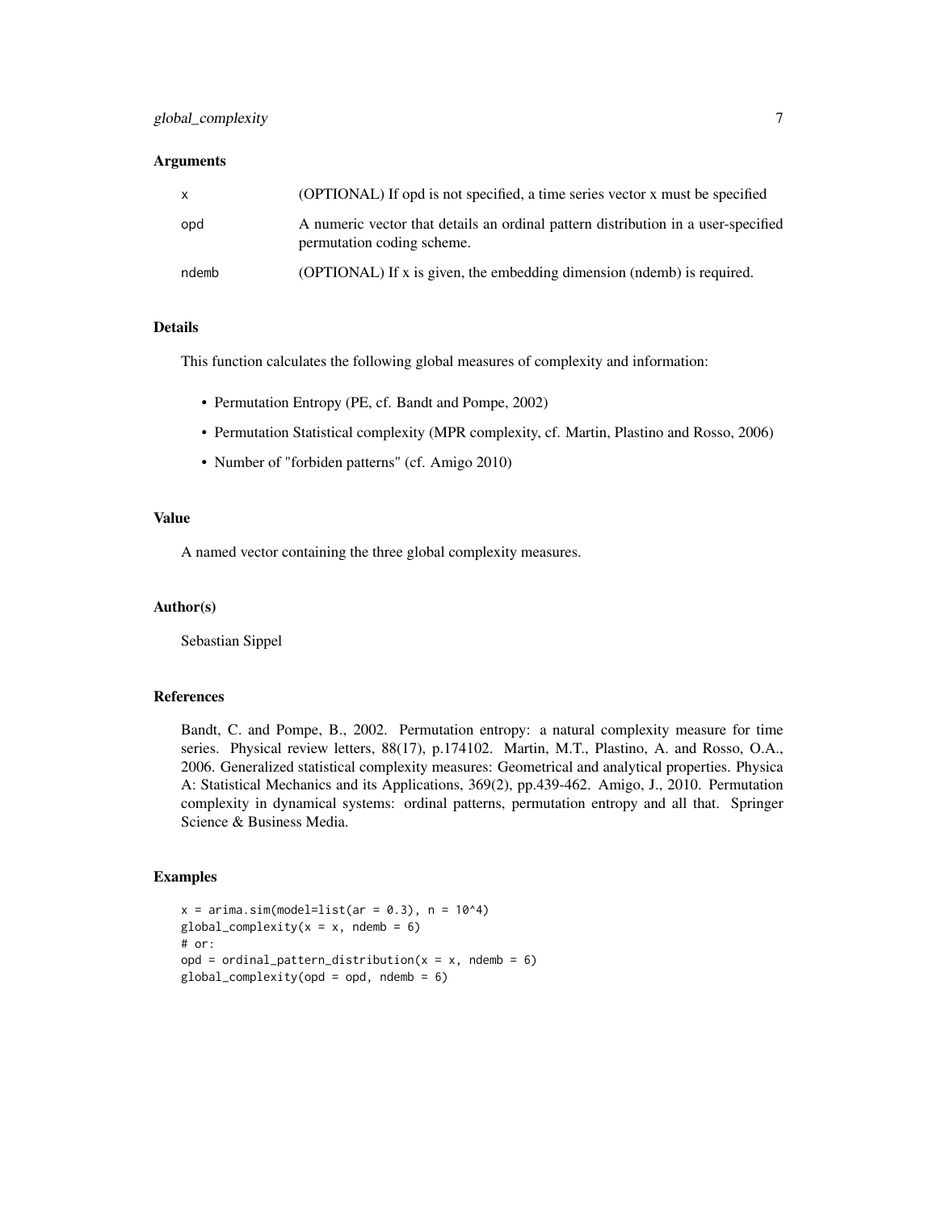### Arguments

| | |
|---|---|
| x | (OPTIONAL) If opd is not specified, a time series vector x must be specified |
| opd | A numeric vector that details an ordinal pattern distribution in a user-specified permutation coding scheme. |
| ndemb | (OPTIONAL) If x is given, the embedding dimension (ndemb) is required. |

### Details

This function calculates the following global measures of complexity and information:

- Permutation Entropy (PE, cf. Bandt and Pompe, 2002)
- Permutation Statistical complexity (MPR complexity, cf. Martin, Plastino and Rosso, 2006)
- Number of "forbiden patterns" (cf. Amigo 2010)

### Value

A named vector containing the three global complexity measures.

### Author(s)

Sebastian Sippel

### References

Bandt, C. and Pompe, B., 2002. Permutation entropy: a natural complexity measure for time series. Physical review letters, 88(17), p.174102. Martin, M.T., Plastino, A. and Rosso, O.A., 2006. Generalized statistical complexity measures: Geometrical and analytical properties. Physica A: Statistical Mechanics and its Applications, 369(2), pp.439-462. Amigo, J., 2010. Permutation complexity in dynamical systems: ordinal patterns, permutation entropy and all that. Springer Science & Business Media.

### Examples

```
x = arima.sim(model=list(ar = 0.3), n = 10^4)
global_complexity(x = x, ndemb = 6)
# or:
opd = ordinal_pattern_distribution(x = x, ndemb = 6)
global_complexity(opd = opd, ndemb = 6)
```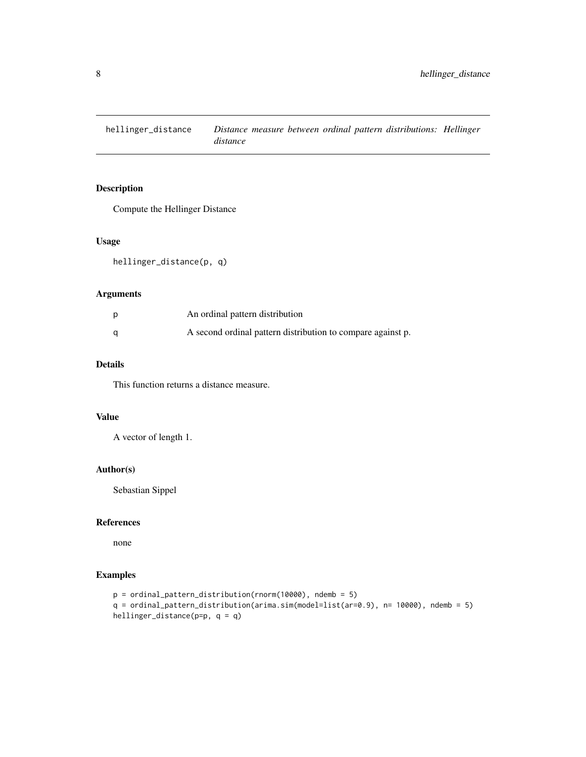# hellinger_distance — *Distance measure between ordinal pattern distributions: Hellinger distance*

## Description

Compute the Hellinger Distance

## Usage

```
hellinger_distance(p, q)
```

## Arguments

| | |
|---|---|
| p | An ordinal pattern distribution |
| q | A second ordinal pattern distribution to compare against p. |

## Details

This function returns a distance measure.

## Value

A vector of length 1.

## Author(s)

Sebastian Sippel

## References

none

## Examples

```
p = ordinal_pattern_distribution(rnorm(10000), ndemb = 5)
q = ordinal_pattern_distribution(arima.sim(model=list(ar=0.9), n= 10000), ndemb = 5)
hellinger_distance(p=p, q = q)
```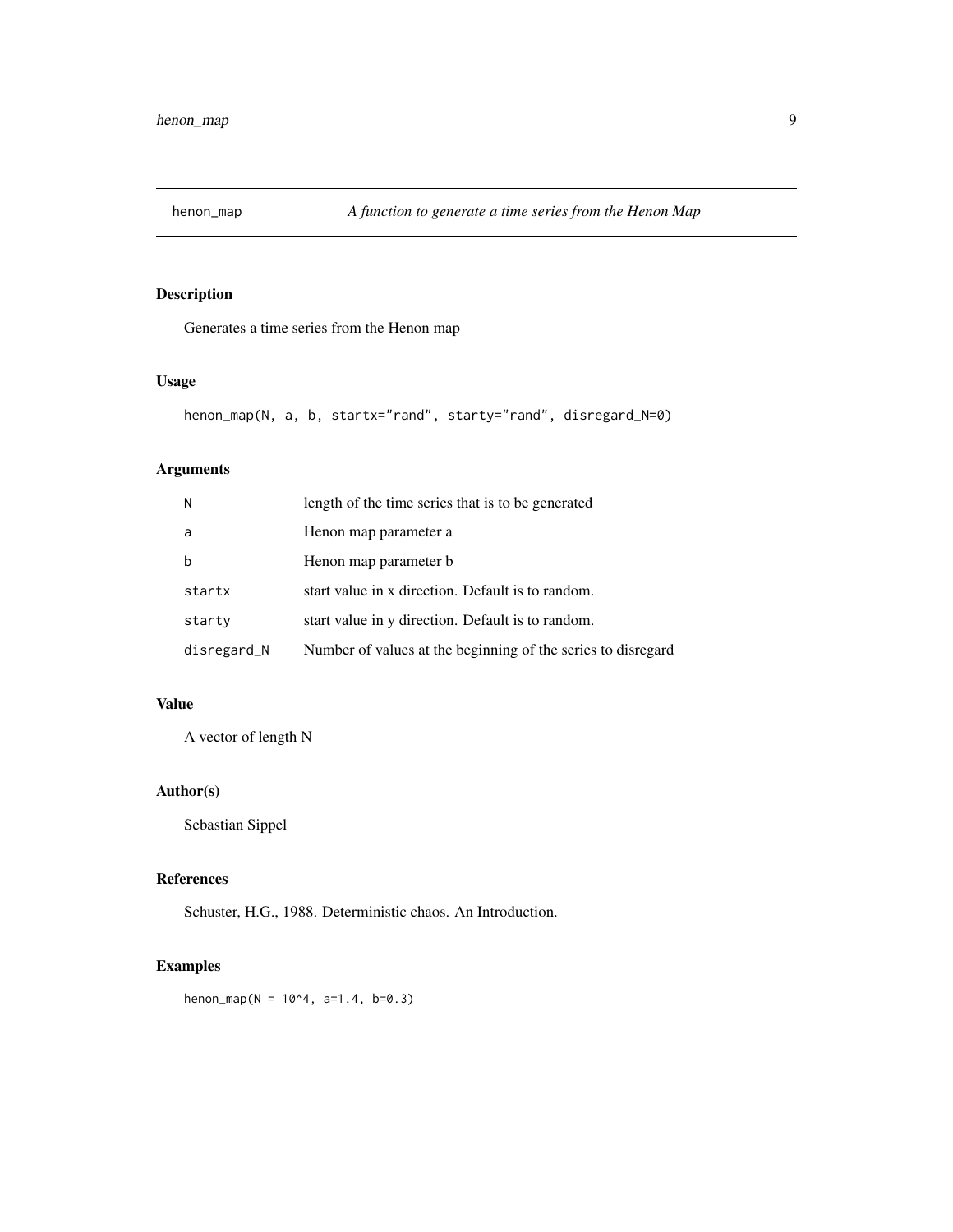# henon_map — *A function to generate a time series from the Henon Map*

## Description

Generates a time series from the Henon map

## Usage

```
henon_map(N, a, b, startx="rand", starty="rand", disregard_N=0)
```

## Arguments

| Argument | Description |
|---|---|
| N | length of the time series that is to be generated |
| a | Henon map parameter a |
| b | Henon map parameter b |
| startx | start value in x direction. Default is to random. |
| starty | start value in y direction. Default is to random. |
| disregard_N | Number of values at the beginning of the series to disregard |

## Value

A vector of length N

## Author(s)

Sebastian Sippel

## References

Schuster, H.G., 1988. Deterministic chaos. An Introduction.

## Examples

```
henon_map(N = 10^4, a=1.4, b=0.3)
```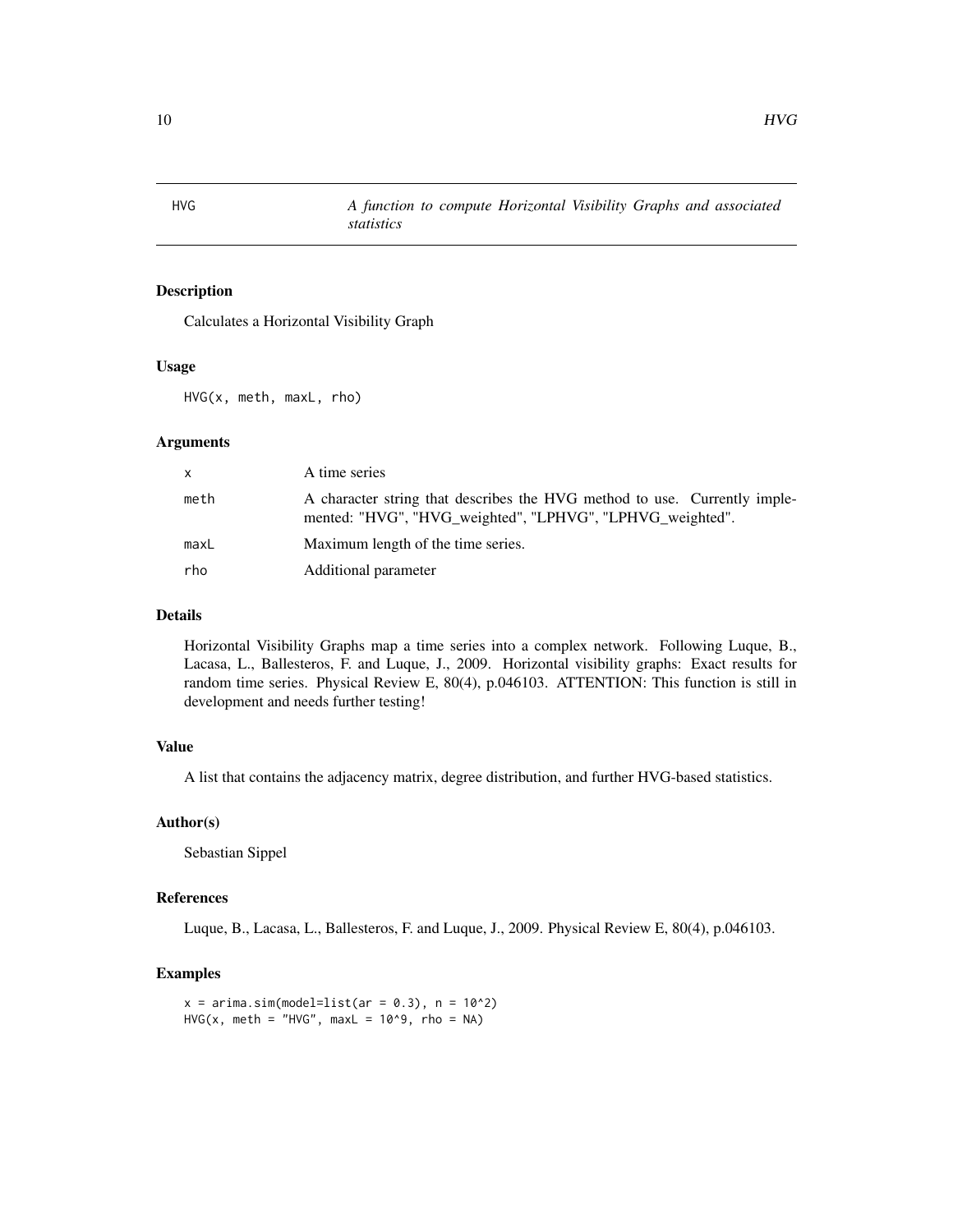# HVG — *A function to compute Horizontal Visibility Graphs and associated statistics*

## Description

Calculates a Horizontal Visibility Graph

## Usage

```
HVG(x, meth, maxL, rho)
```

## Arguments

| | |
|---|---|
| x | A time series |
| meth | A character string that describes the HVG method to use. Currently implemented: "HVG", "HVG_weighted", "LPHVG", "LPHVG_weighted". |
| maxL | Maximum length of the time series. |
| rho | Additional parameter |

## Details

Horizontal Visibility Graphs map a time series into a complex network. Following Luque, B., Lacasa, L., Ballesteros, F. and Luque, J., 2009. Horizontal visibility graphs: Exact results for random time series. Physical Review E, 80(4), p.046103. ATTENTION: This function is still in development and needs further testing!

## Value

A list that contains the adjacency matrix, degree distribution, and further HVG-based statistics.

## Author(s)

Sebastian Sippel

## References

Luque, B., Lacasa, L., Ballesteros, F. and Luque, J., 2009. Physical Review E, 80(4), p.046103.

## Examples

```
x = arima.sim(model=list(ar = 0.3), n = 10^2)
HVG(x, meth = "HVG", maxL = 10^9, rho = NA)
```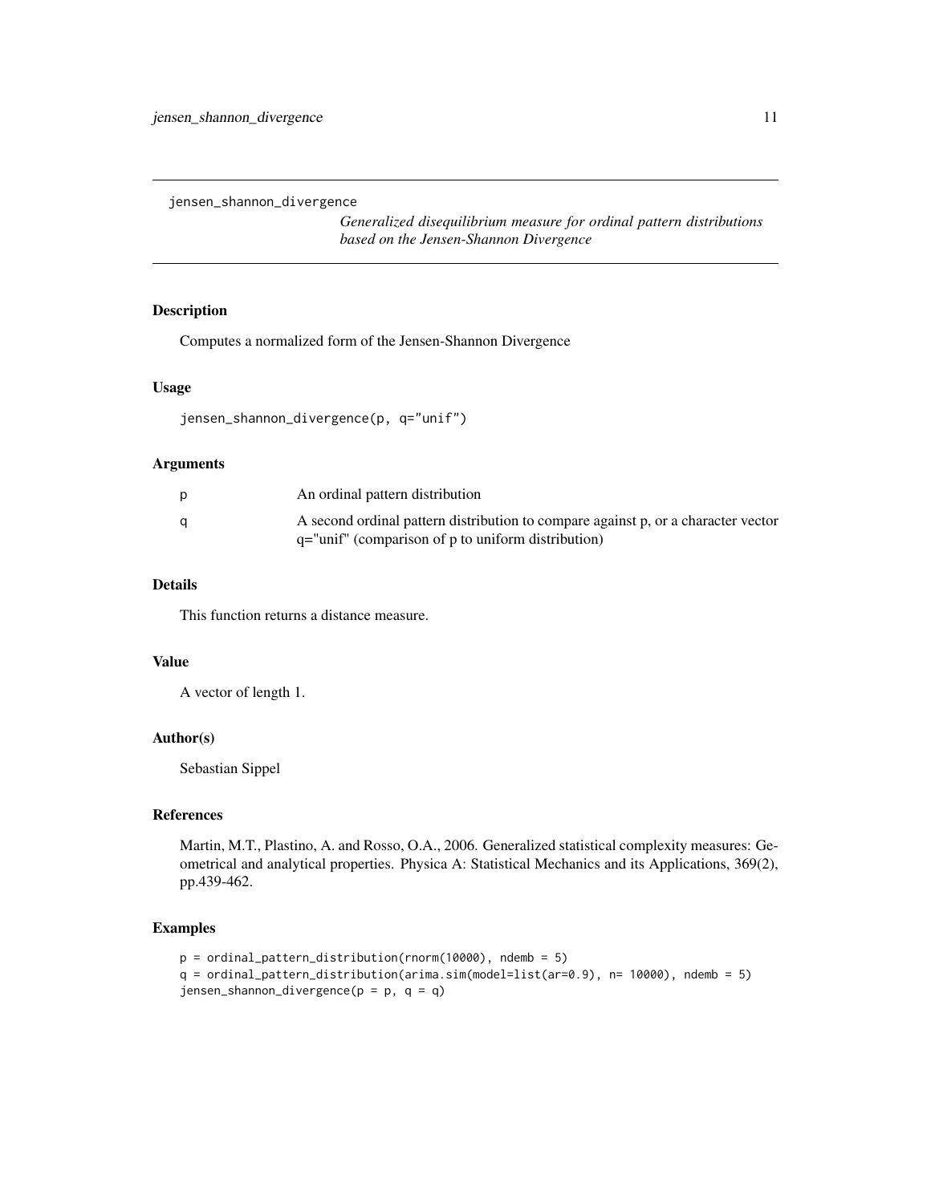`jensen_shannon_divergence`

*Generalized disequilibrium measure for ordinal pattern distributions based on the Jensen-Shannon Divergence*

## Description

Computes a normalized form of the Jensen-Shannon Divergence

## Usage

```
jensen_shannon_divergence(p, q="unif")
```

## Arguments

| | |
|---|---|
| p | An ordinal pattern distribution |
| q | A second ordinal pattern distribution to compare against p, or a character vector q="unif" (comparison of p to uniform distribution) |

## Details

This function returns a distance measure.

## Value

A vector of length 1.

## Author(s)

Sebastian Sippel

## References

Martin, M.T., Plastino, A. and Rosso, O.A., 2006. Generalized statistical complexity measures: Geometrical and analytical properties. Physica A: Statistical Mechanics and its Applications, 369(2), pp.439-462.

## Examples

```
p = ordinal_pattern_distribution(rnorm(10000), ndemb = 5)
q = ordinal_pattern_distribution(arima.sim(model=list(ar=0.9), n= 10000), ndemb = 5)
jensen_shannon_divergence(p = p, q = q)
```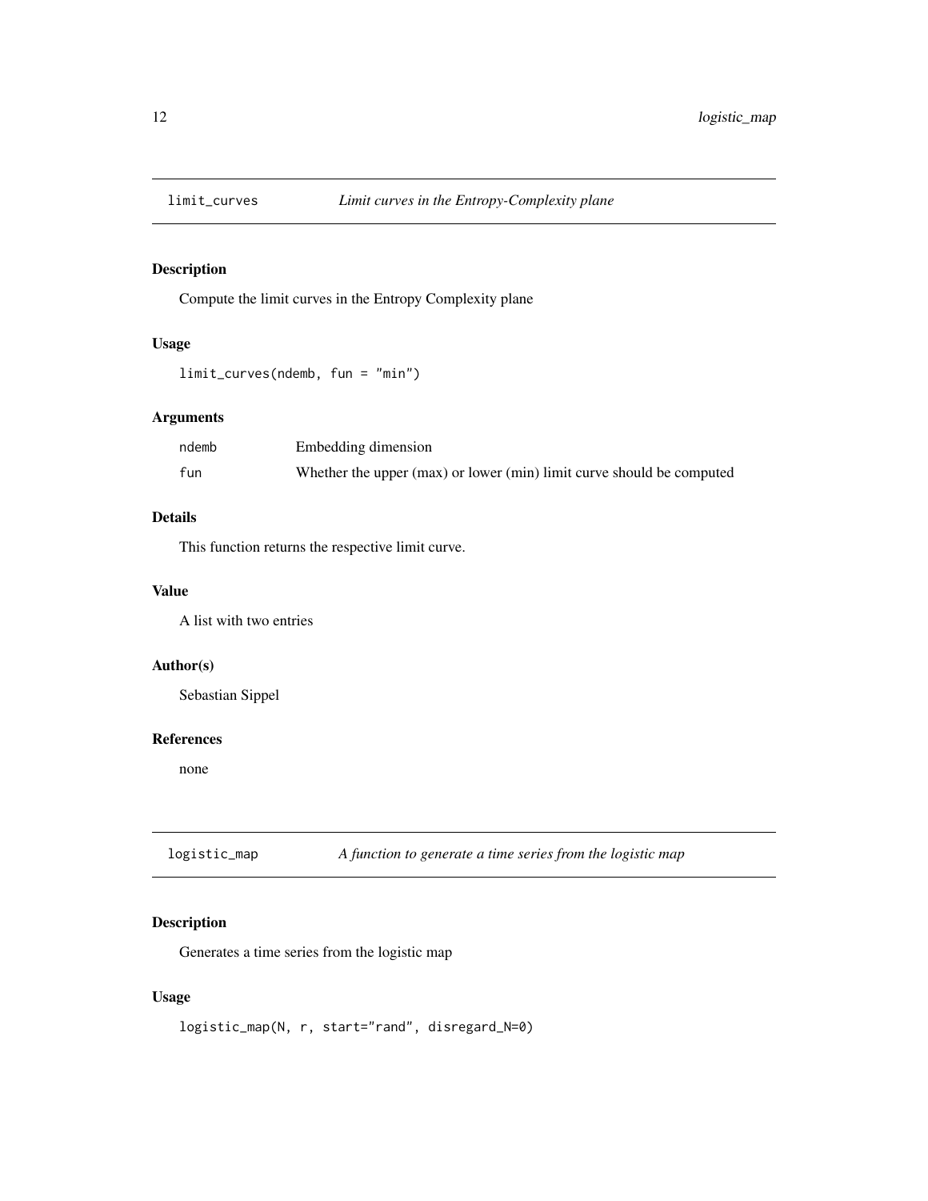## limit_curves *Limit curves in the Entropy-Complexity plane*

### Description

Compute the limit curves in the Entropy Complexity plane

### Usage

```
limit_curves(ndemb, fun = "min")
```

### Arguments

| | |
|---|---|
| ndemb | Embedding dimension |
| fun | Whether the upper (max) or lower (min) limit curve should be computed |

### Details

This function returns the respective limit curve.

### Value

A list with two entries

### Author(s)

Sebastian Sippel

### References

none

## logistic_map *A function to generate a time series from the logistic map*

### Description

Generates a time series from the logistic map

### Usage

```
logistic_map(N, r, start="rand", disregard_N=0)
```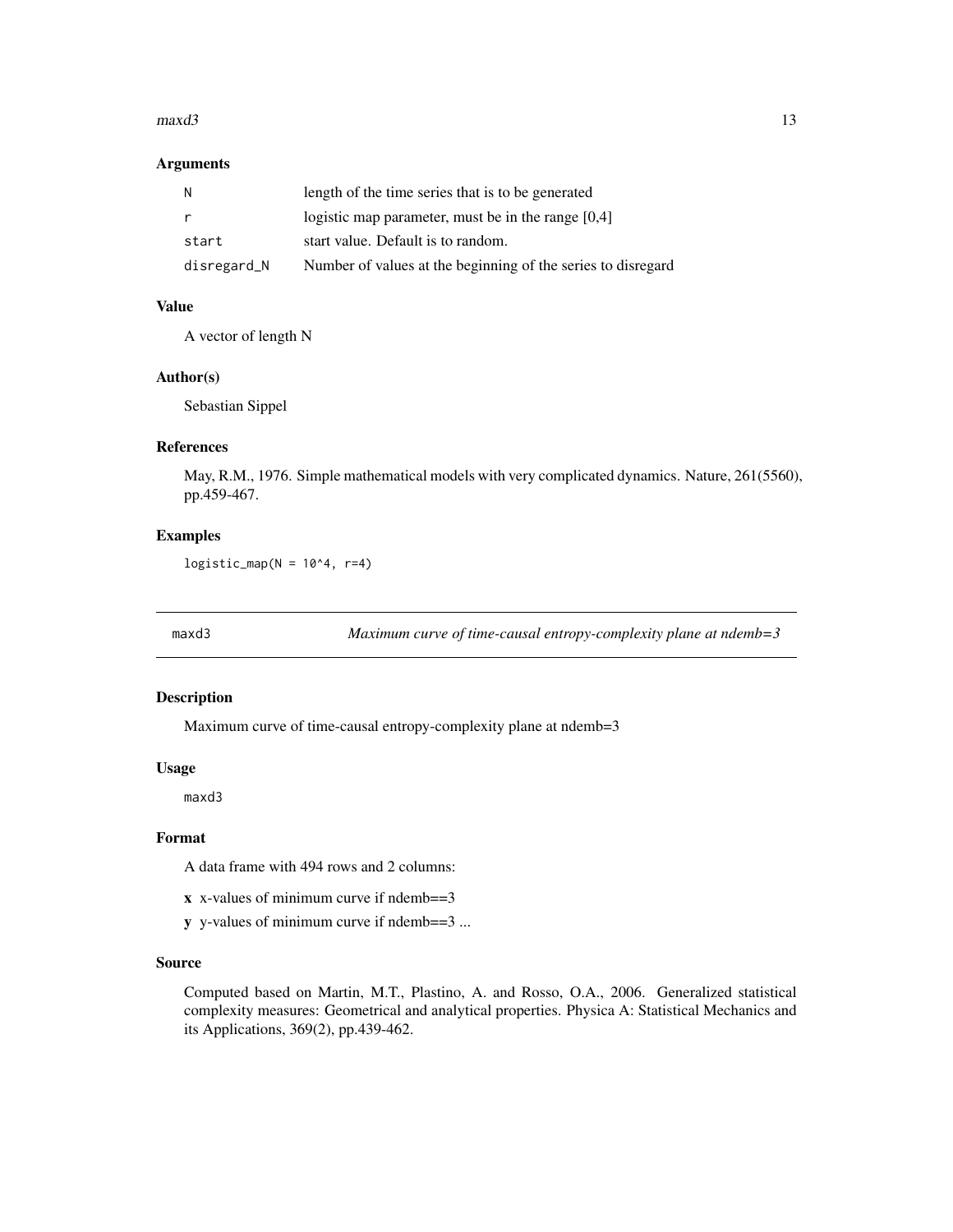### Arguments

| | |
|---|---|
| N | length of the time series that is to be generated |
| r | logistic map parameter, must be in the range [0,4] |
| start | start value. Default is to random. |
| disregard_N | Number of values at the beginning of the series to disregard |

### Value

A vector of length N

### Author(s)

Sebastian Sippel

### References

May, R.M., 1976. Simple mathematical models with very complicated dynamics. Nature, 261(5560), pp.459-467.

### Examples

```
logistic_map(N = 10^4, r=4)
```

---

## maxd3 — *Maximum curve of time-causal entropy-complexity plane at ndemb=3*

### Description

Maximum curve of time-causal entropy-complexity plane at ndemb=3

### Usage

```
maxd3
```

### Format

A data frame with 494 rows and 2 columns:

- **x** x-values of minimum curve if ndemb==3
- **y** y-values of minimum curve if ndemb==3 ...

### Source

Computed based on Martin, M.T., Plastino, A. and Rosso, O.A., 2006. Generalized statistical complexity measures: Geometrical and analytical properties. Physica A: Statistical Mechanics and its Applications, 369(2), pp.439-462.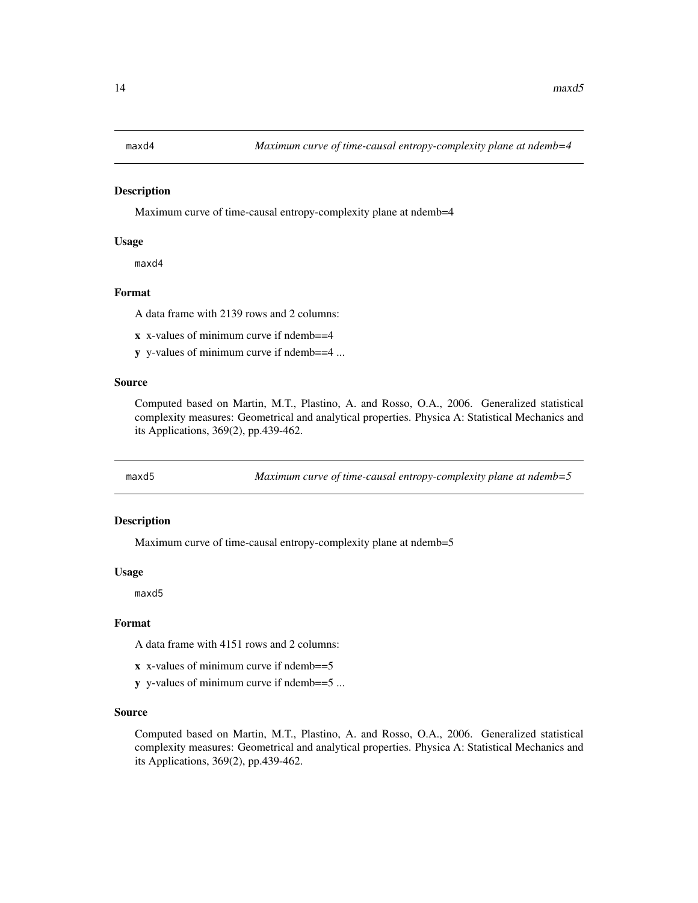## maxd4 — *Maximum curve of time-causal entropy-complexity plane at ndemb=4*

### Description

Maximum curve of time-causal entropy-complexity plane at ndemb=4

### Usage

```
maxd4
```

### Format

A data frame with 2139 rows and 2 columns:

- **x** x-values of minimum curve if ndemb==4
- **y** y-values of minimum curve if ndemb==4 ...

### Source

Computed based on Martin, M.T., Plastino, A. and Rosso, O.A., 2006. Generalized statistical complexity measures: Geometrical and analytical properties. Physica A: Statistical Mechanics and its Applications, 369(2), pp.439-462.

## maxd5 — *Maximum curve of time-causal entropy-complexity plane at ndemb=5*

### Description

Maximum curve of time-causal entropy-complexity plane at ndemb=5

### Usage

```
maxd5
```

### Format

A data frame with 4151 rows and 2 columns:

- **x** x-values of minimum curve if ndemb==5
- **y** y-values of minimum curve if ndemb==5 ...

### Source

Computed based on Martin, M.T., Plastino, A. and Rosso, O.A., 2006. Generalized statistical complexity measures: Geometrical and analytical properties. Physica A: Statistical Mechanics and its Applications, 369(2), pp.439-462.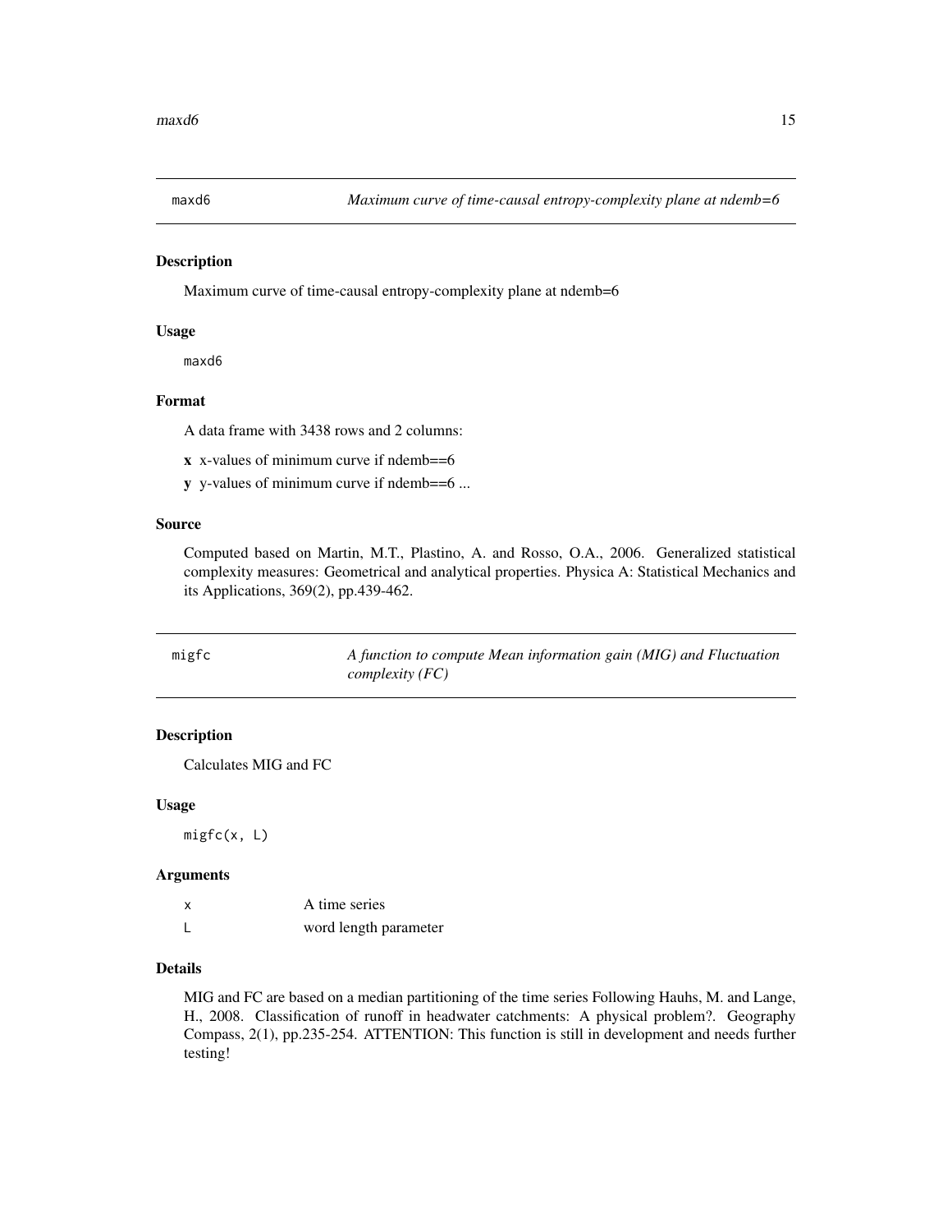## maxd6 — *Maximum curve of time-causal entropy-complexity plane at ndemb=6*

### Description

Maximum curve of time-causal entropy-complexity plane at ndemb=6

### Usage

```
maxd6
```

### Format

A data frame with 3438 rows and 2 columns:

- **x** x-values of minimum curve if ndemb==6
- **y** y-values of minimum curve if ndemb==6 ...

### Source

Computed based on Martin, M.T., Plastino, A. and Rosso, O.A., 2006. Generalized statistical complexity measures: Geometrical and analytical properties. Physica A: Statistical Mechanics and its Applications, 369(2), pp.439-462.

## migfc — *A function to compute Mean information gain (MIG) and Fluctuation complexity (FC)*

### Description

Calculates MIG and FC

### Usage

```
migfc(x, L)
```

### Arguments

| | |
|---|---|
| x | A time series |
| L | word length parameter |

### Details

MIG and FC are based on a median partitioning of the time series Following Hauhs, M. and Lange, H., 2008. Classification of runoff in headwater catchments: A physical problem?. Geography Compass, 2(1), pp.235-254. ATTENTION: This function is still in development and needs further testing!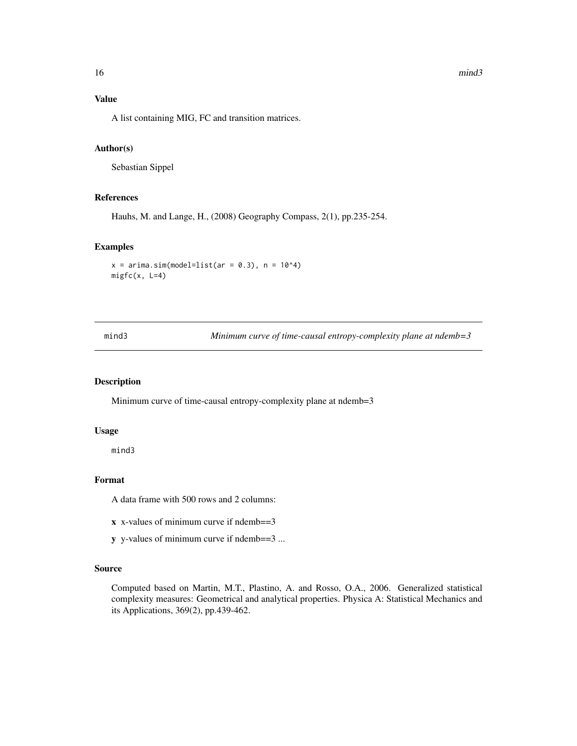## Value

A list containing MIG, FC and transition matrices.

## Author(s)

Sebastian Sippel

## References

Hauhs, M. and Lange, H., (2008) Geography Compass, 2(1), pp.235-254.

## Examples

```
x = arima.sim(model=list(ar = 0.3), n = 10^4)
migfc(x, L=4)
```

---

# mind3 — *Minimum curve of time-causal entropy-complexity plane at ndemb=3*

---

## Description

Minimum curve of time-causal entropy-complexity plane at ndemb=3

## Usage

```
mind3
```

## Format

A data frame with 500 rows and 2 columns:

**x** x-values of minimum curve if ndemb==3

**y** y-values of minimum curve if ndemb==3 ...

## Source

Computed based on Martin, M.T., Plastino, A. and Rosso, O.A., 2006. Generalized statistical complexity measures: Geometrical and analytical properties. Physica A: Statistical Mechanics and its Applications, 369(2), pp.439-462.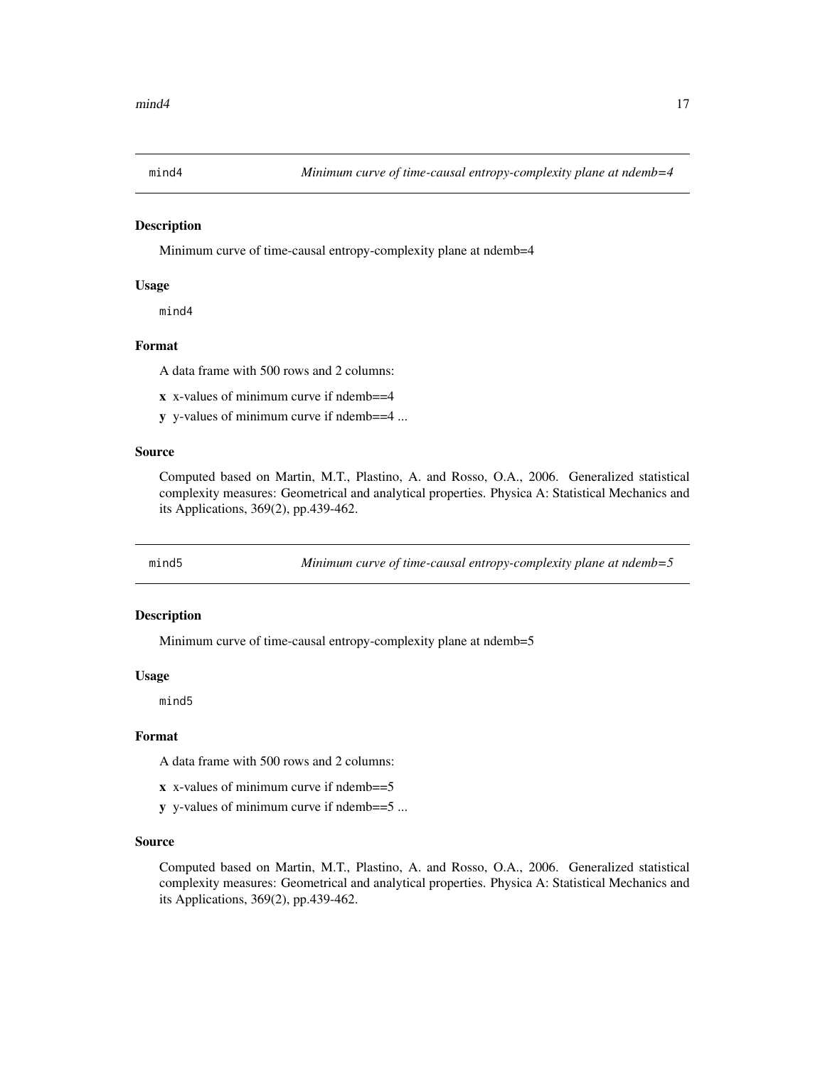## mind4 — *Minimum curve of time-causal entropy-complexity plane at ndemb=4*

### Description

Minimum curve of time-causal entropy-complexity plane at ndemb=4

### Usage

```
mind4
```

### Format

A data frame with 500 rows and 2 columns:

**x** x-values of minimum curve if ndemb==4

**y** y-values of minimum curve if ndemb==4 ...

### Source

Computed based on Martin, M.T., Plastino, A. and Rosso, O.A., 2006. Generalized statistical complexity measures: Geometrical and analytical properties. Physica A: Statistical Mechanics and its Applications, 369(2), pp.439-462.

## mind5 — *Minimum curve of time-causal entropy-complexity plane at ndemb=5*

### Description

Minimum curve of time-causal entropy-complexity plane at ndemb=5

### Usage

```
mind5
```

### Format

A data frame with 500 rows and 2 columns:

**x** x-values of minimum curve if ndemb==5

**y** y-values of minimum curve if ndemb==5 ...

### Source

Computed based on Martin, M.T., Plastino, A. and Rosso, O.A., 2006. Generalized statistical complexity measures: Geometrical and analytical properties. Physica A: Statistical Mechanics and its Applications, 369(2), pp.439-462.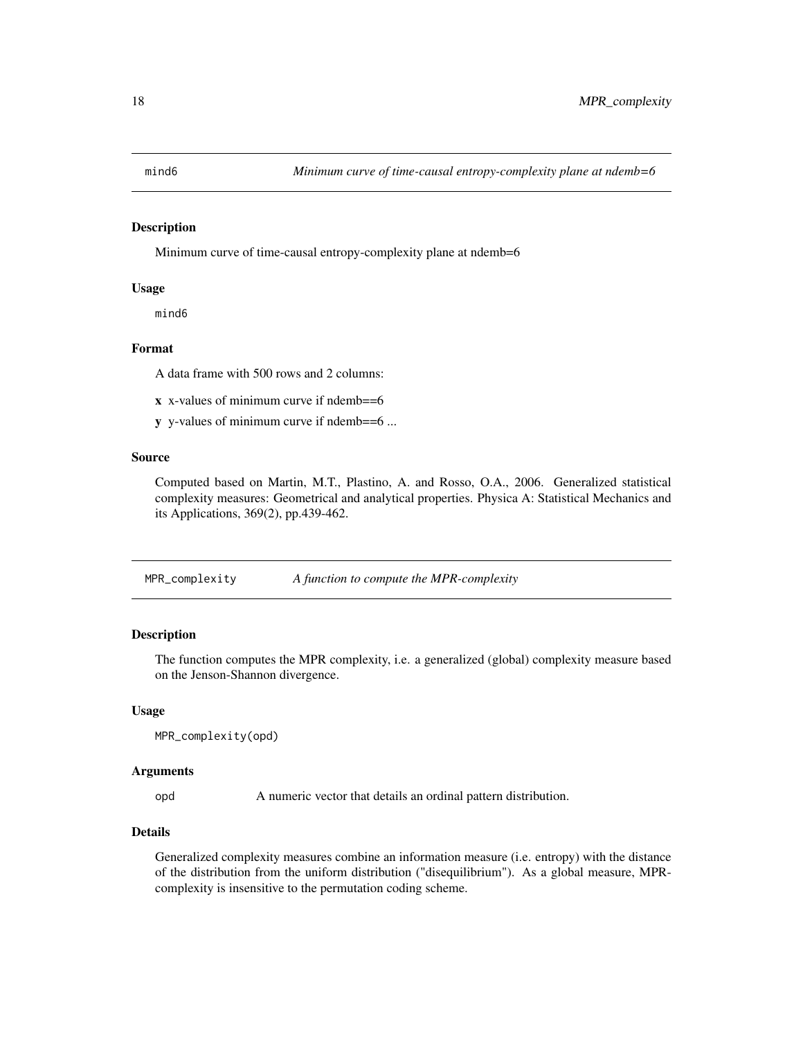## mind6 — *Minimum curve of time-causal entropy-complexity plane at ndemb=6*

### Description

Minimum curve of time-causal entropy-complexity plane at ndemb=6

### Usage

```
mind6
```

### Format

A data frame with 500 rows and 2 columns:

- **x** x-values of minimum curve if ndemb==6
- **y** y-values of minimum curve if ndemb==6 ...

### Source

Computed based on Martin, M.T., Plastino, A. and Rosso, O.A., 2006. Generalized statistical complexity measures: Geometrical and analytical properties. Physica A: Statistical Mechanics and its Applications, 369(2), pp.439-462.

## MPR_complexity — *A function to compute the MPR-complexity*

### Description

The function computes the MPR complexity, i.e. a generalized (global) complexity measure based on the Jenson-Shannon divergence.

### Usage

```
MPR_complexity(opd)
```

### Arguments

| | |
|---|---|
| opd | A numeric vector that details an ordinal pattern distribution. |

### Details

Generalized complexity measures combine an information measure (i.e. entropy) with the distance of the distribution from the uniform distribution ("disequilibrium"). As a global measure, MPR-complexity is insensitive to the permutation coding scheme.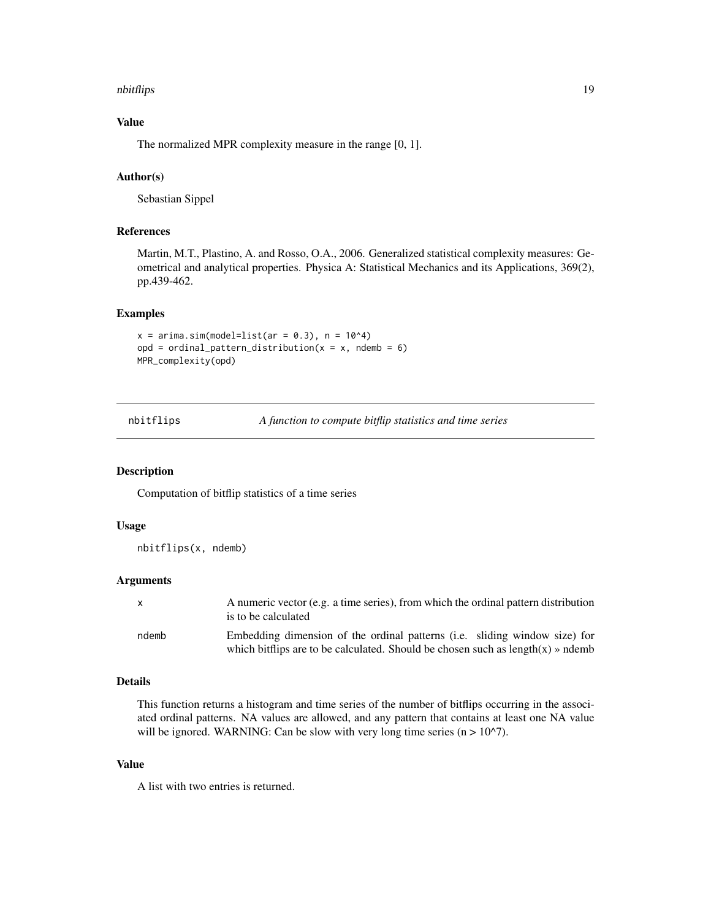### Value

The normalized MPR complexity measure in the range [0, 1].

### Author(s)

Sebastian Sippel

### References

Martin, M.T., Plastino, A. and Rosso, O.A., 2006. Generalized statistical complexity measures: Geometrical and analytical properties. Physica A: Statistical Mechanics and its Applications, 369(2), pp.439-462.

### Examples

```
x = arima.sim(model=list(ar = 0.3), n = 10^4)
opd = ordinal_pattern_distribution(x = x, ndemb = 6)
MPR_complexity(opd)
```

---

## nbitflips — *A function to compute bitflip statistics and time series*

---

### Description

Computation of bitflip statistics of a time series

### Usage

```
nbitflips(x, ndemb)
```

### Arguments

| | |
|---|---|
| x | A numeric vector (e.g. a time series), from which the ordinal pattern distribution is to be calculated |
| ndemb | Embedding dimension of the ordinal patterns (i.e. sliding window size) for which bitflips are to be calculated. Should be chosen such as length(x) » ndemb |

### Details

This function returns a histogram and time series of the number of bitflips occurring in the associated ordinal patterns. NA values are allowed, and any pattern that contains at least one NA value will be ignored. WARNING: Can be slow with very long time series ($n > 10^7$).

### Value

A list with two entries is returned.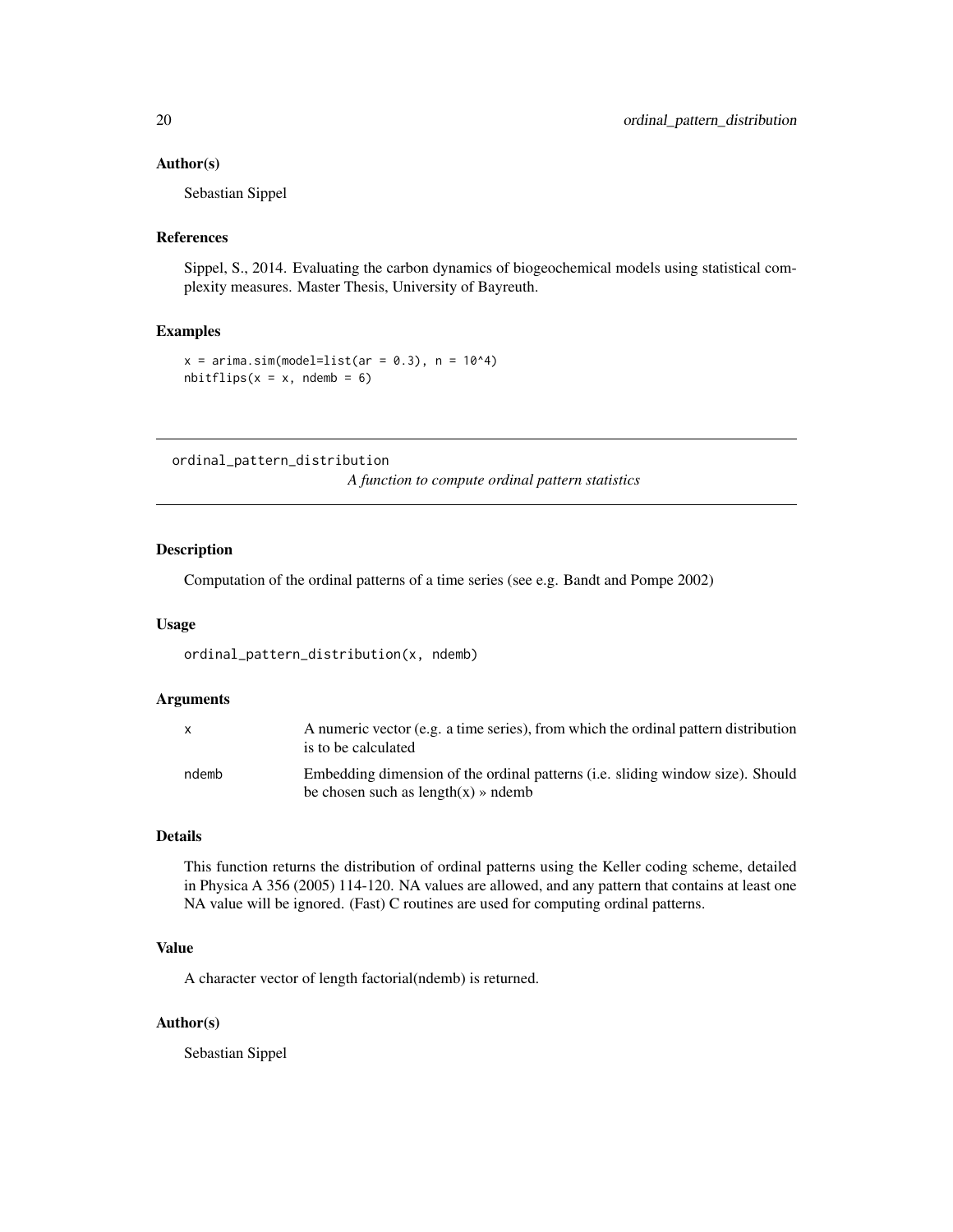### Author(s)

Sebastian Sippel

### References

Sippel, S., 2014. Evaluating the carbon dynamics of biogeochemical models using statistical complexity measures. Master Thesis, University of Bayreuth.

### Examples

```
x = arima.sim(model=list(ar = 0.3), n = 10^4)
nbitflips(x = x, ndemb = 6)
```

---

## ordinal_pattern_distribution

*A function to compute ordinal pattern statistics*

---

### Description

Computation of the ordinal patterns of a time series (see e.g. Bandt and Pompe 2002)

### Usage

```
ordinal_pattern_distribution(x, ndemb)
```

### Arguments

| | |
|---|---|
| x | A numeric vector (e.g. a time series), from which the ordinal pattern distribution is to be calculated |
| ndemb | Embedding dimension of the ordinal patterns (i.e. sliding window size). Should be chosen such as length(x) » ndemb |

### Details

This function returns the distribution of ordinal patterns using the Keller coding scheme, detailed in Physica A 356 (2005) 114-120. NA values are allowed, and any pattern that contains at least one NA value will be ignored. (Fast) C routines are used for computing ordinal patterns.

### Value

A character vector of length factorial(ndemb) is returned.

### Author(s)

Sebastian Sippel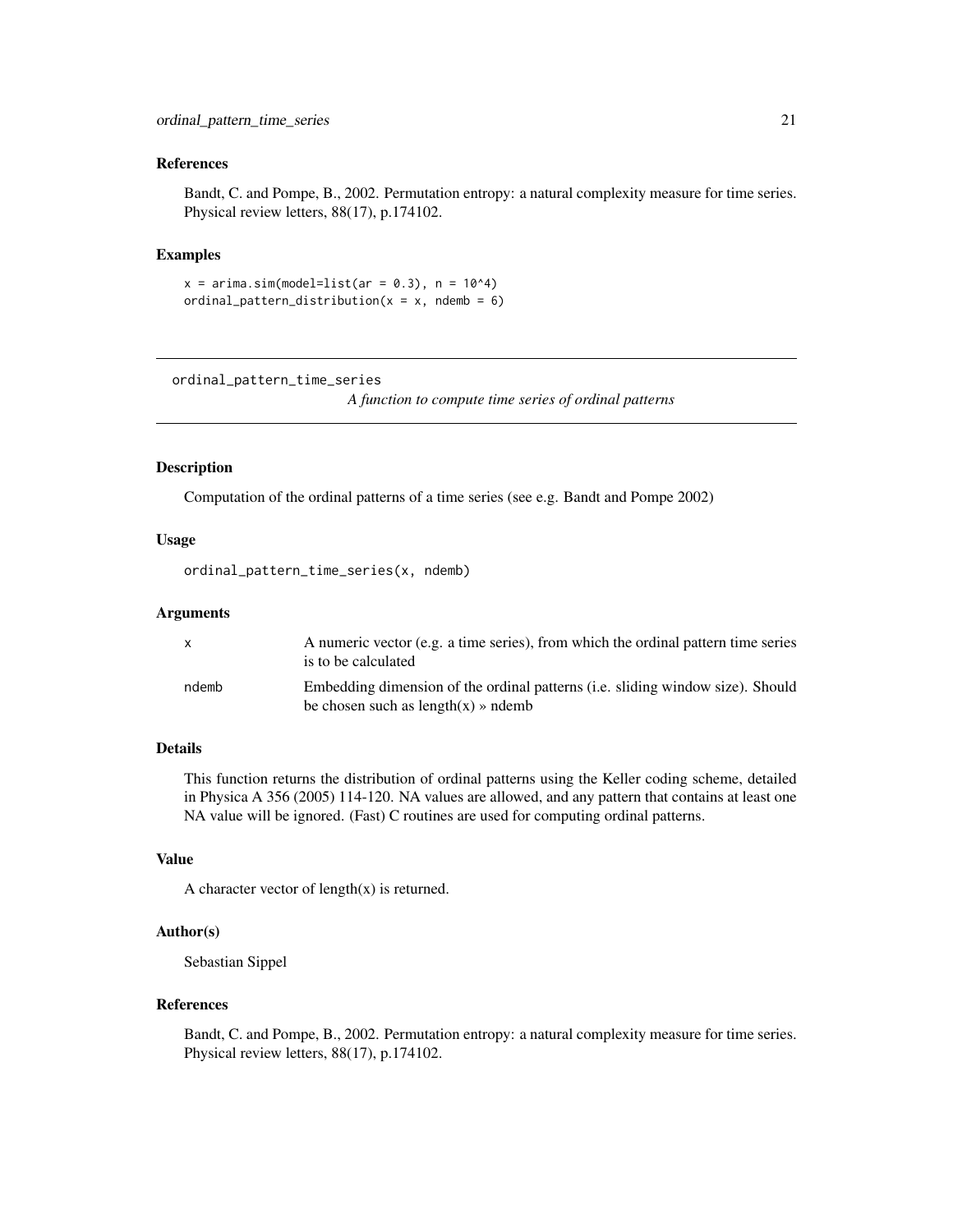### References

Bandt, C. and Pompe, B., 2002. Permutation entropy: a natural complexity measure for time series. Physical review letters, 88(17), p.174102.

### Examples

```
x = arima.sim(model=list(ar = 0.3), n = 10^4)
ordinal_pattern_distribution(x = x, ndemb = 6)
```

---

## ordinal_pattern_time_series    *A function to compute time series of ordinal patterns*

---

### Description

Computation of the ordinal patterns of a time series (see e.g. Bandt and Pompe 2002)

### Usage

```
ordinal_pattern_time_series(x, ndemb)
```

### Arguments

| | |
|---|---|
| x | A numeric vector (e.g. a time series), from which the ordinal pattern time series is to be calculated |
| ndemb | Embedding dimension of the ordinal patterns (i.e. sliding window size). Should be chosen such as length(x) » ndemb |

### Details

This function returns the distribution of ordinal patterns using the Keller coding scheme, detailed in Physica A 356 (2005) 114-120. NA values are allowed, and any pattern that contains at least one NA value will be ignored. (Fast) C routines are used for computing ordinal patterns.

### Value

A character vector of length(x) is returned.

### Author(s)

Sebastian Sippel

### References

Bandt, C. and Pompe, B., 2002. Permutation entropy: a natural complexity measure for time series. Physical review letters, 88(17), p.174102.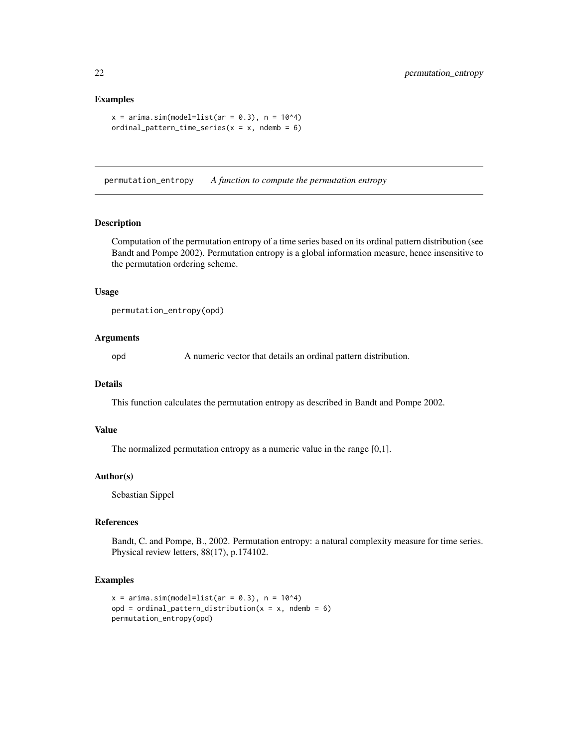### Examples

```
x = arima.sim(model=list(ar = 0.3), n = 10^4)
ordinal_pattern_time_series(x = x, ndemb = 6)
```

---

## permutation_entropy *A function to compute the permutation entropy*

---

### Description

Computation of the permutation entropy of a time series based on its ordinal pattern distribution (see Bandt and Pompe 2002). Permutation entropy is a global information measure, hence insensitive to the permutation ordering scheme.

### Usage

```
permutation_entropy(opd)
```

### Arguments

| | |
|---|---|
| opd | A numeric vector that details an ordinal pattern distribution. |

### Details

This function calculates the permutation entropy as described in Bandt and Pompe 2002.

### Value

The normalized permutation entropy as a numeric value in the range [0,1].

### Author(s)

Sebastian Sippel

### References

Bandt, C. and Pompe, B., 2002. Permutation entropy: a natural complexity measure for time series. Physical review letters, 88(17), p.174102.

### Examples

```
x = arima.sim(model=list(ar = 0.3), n = 10^4)
opd = ordinal_pattern_distribution(x = x, ndemb = 6)
permutation_entropy(opd)
```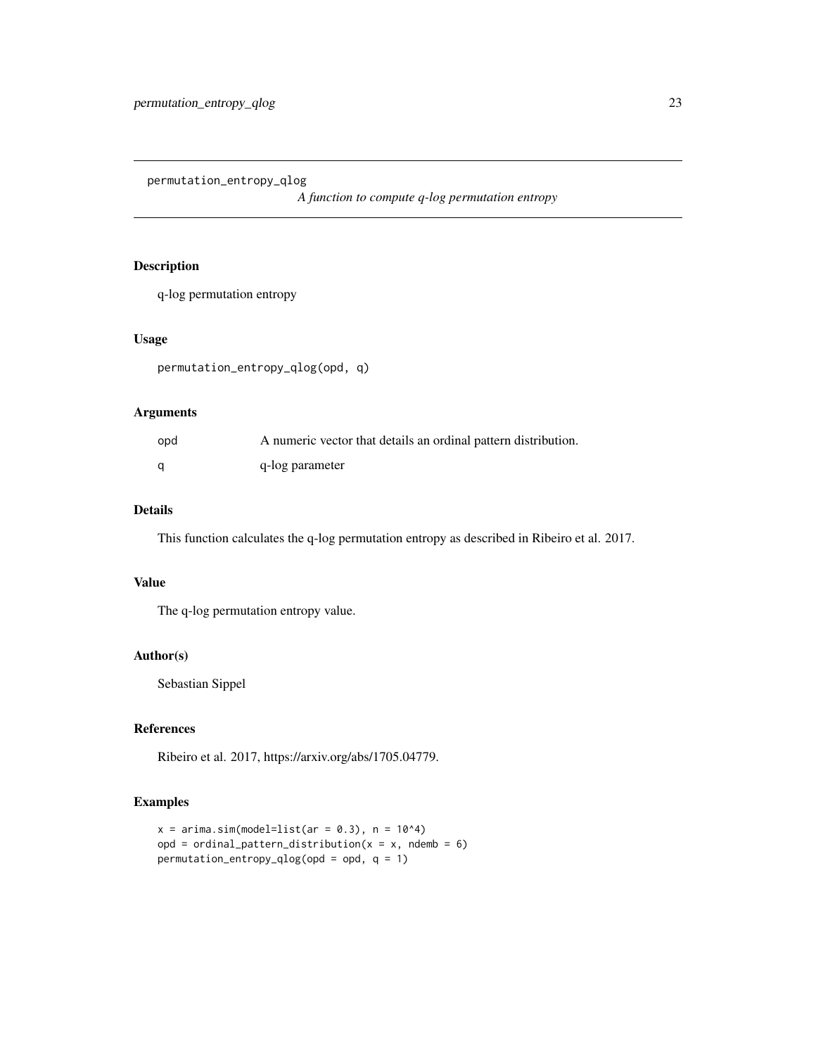permutation_entropy_qlog

*A function to compute q-log permutation entropy*

## Description

q-log permutation entropy

## Usage

```
permutation_entropy_qlog(opd, q)
```

## Arguments

| | |
|---|---|
| opd | A numeric vector that details an ordinal pattern distribution. |
| q | q-log parameter |

## Details

This function calculates the q-log permutation entropy as described in Ribeiro et al. 2017.

## Value

The q-log permutation entropy value.

## Author(s)

Sebastian Sippel

## References

Ribeiro et al. 2017, https://arxiv.org/abs/1705.04779.

## Examples

```
x = arima.sim(model=list(ar = 0.3), n = 10^4)
opd = ordinal_pattern_distribution(x = x, ndemb = 6)
permutation_entropy_qlog(opd = opd, q = 1)
```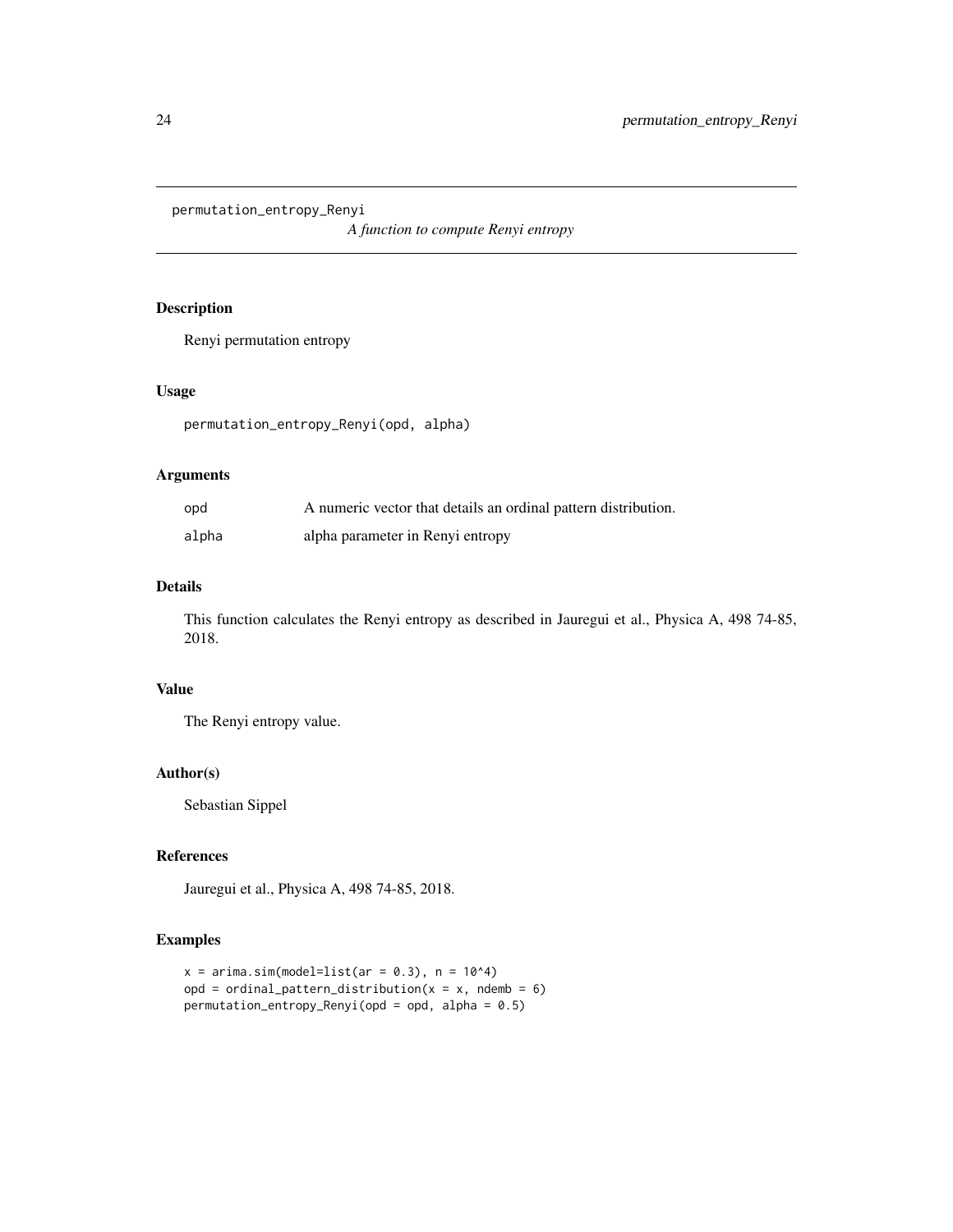permutation_entropy_Renyi    *A function to compute Renyi entropy*

## Description

Renyi permutation entropy

## Usage

```
permutation_entropy_Renyi(opd, alpha)
```

## Arguments

| | |
|---|---|
| opd | A numeric vector that details an ordinal pattern distribution. |
| alpha | alpha parameter in Renyi entropy |

## Details

This function calculates the Renyi entropy as described in Jauregui et al., Physica A, 498 74-85, 2018.

## Value

The Renyi entropy value.

## Author(s)

Sebastian Sippel

## References

Jauregui et al., Physica A, 498 74-85, 2018.

## Examples

```
x = arima.sim(model=list(ar = 0.3), n = 10^4)
opd = ordinal_pattern_distribution(x = x, ndemb = 6)
permutation_entropy_Renyi(opd = opd, alpha = 0.5)
```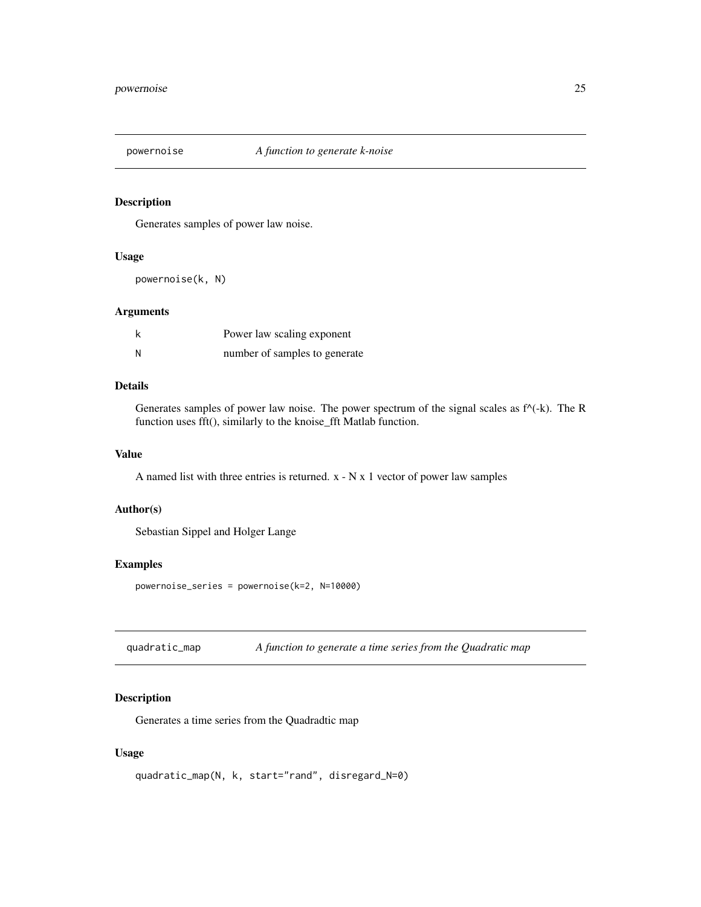## powernoise — *A function to generate k-noise*

### Description

Generates samples of power law noise.

### Usage

```
powernoise(k, N)
```

### Arguments

| | |
|---|---|
| k | Power law scaling exponent |
| N | number of samples to generate |

### Details

Generates samples of power law noise. The power spectrum of the signal scales as f^(-k). The R function uses fft(), similarly to the knoise_fft Matlab function.

### Value

A named list with three entries is returned. x - N x 1 vector of power law samples

### Author(s)

Sebastian Sippel and Holger Lange

### Examples

```
powernoise_series = powernoise(k=2, N=10000)
```

## quadratic_map — *A function to generate a time series from the Quadratic map*

### Description

Generates a time series from the Quadradtic map

### Usage

```
quadratic_map(N, k, start="rand", disregard_N=0)
```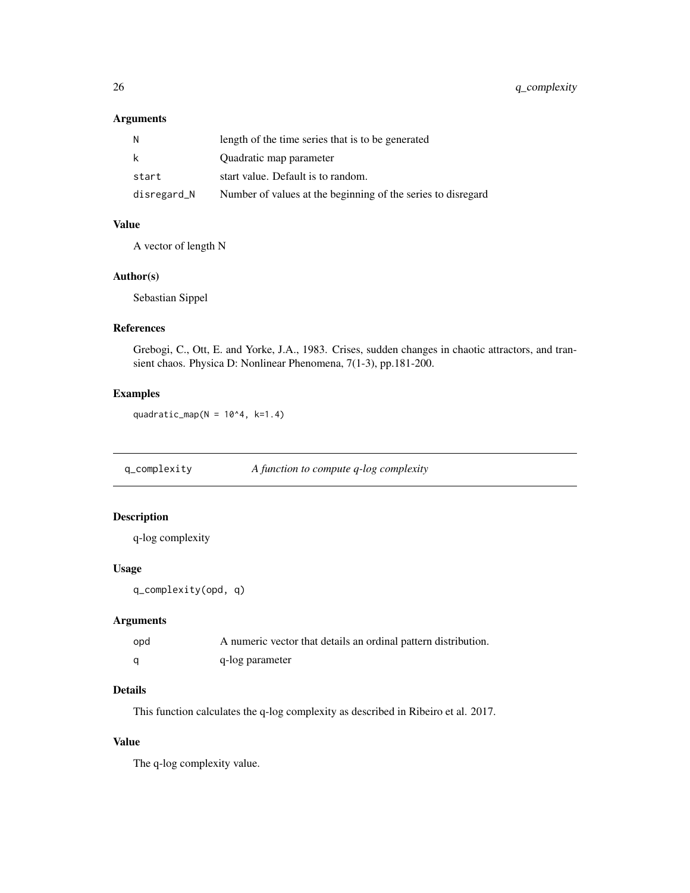### Arguments

| | |
|---|---|
| N | length of the time series that is to be generated |
| k | Quadratic map parameter |
| start | start value. Default is to random. |
| disregard_N | Number of values at the beginning of the series to disregard |

### Value

A vector of length N

### Author(s)

Sebastian Sippel

### References

Grebogi, C., Ott, E. and Yorke, J.A., 1983. Crises, sudden changes in chaotic attractors, and transient chaos. Physica D: Nonlinear Phenomena, 7(1-3), pp.181-200.

### Examples

```
quadratic_map(N = 10^4, k=1.4)
```

---

## q_complexity *A function to compute q-log complexity*

### Description

q-log complexity

### Usage

```
q_complexity(opd, q)
```

### Arguments

| | |
|---|---|
| opd | A numeric vector that details an ordinal pattern distribution. |
| q | q-log parameter |

### Details

This function calculates the q-log complexity as described in Ribeiro et al. 2017.

### Value

The q-log complexity value.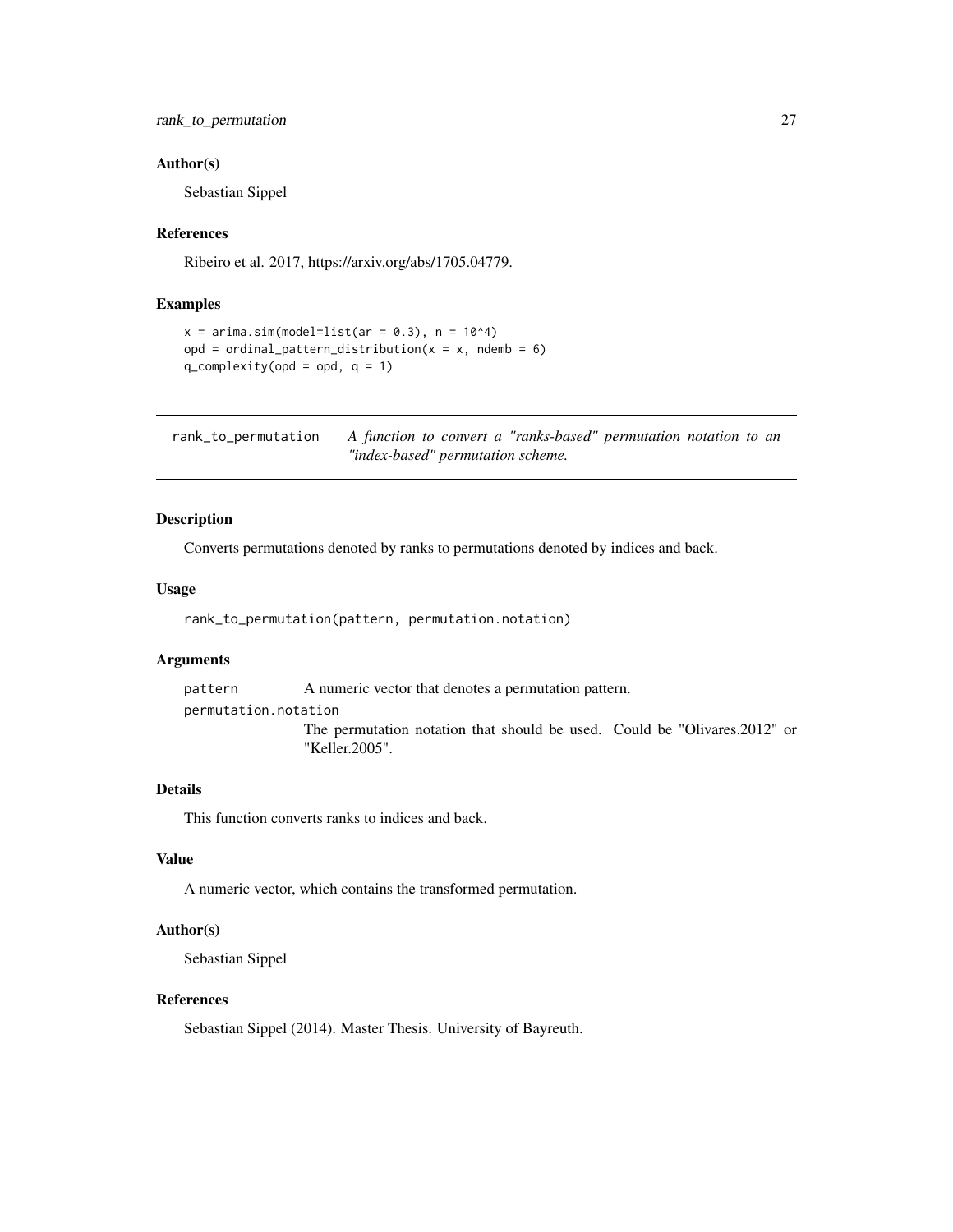### Author(s)

Sebastian Sippel

### References

Ribeiro et al. 2017, https://arxiv.org/abs/1705.04779.

### Examples

```
x = arima.sim(model=list(ar = 0.3), n = 10^4)
opd = ordinal_pattern_distribution(x = x, ndemb = 6)
q_complexity(opd = opd, q = 1)
```

---

## rank_to_permutation    *A function to convert a "ranks-based" permutation notation to an "index-based" permutation scheme.*

---

### Description

Converts permutations denoted by ranks to permutations denoted by indices and back.

### Usage

```
rank_to_permutation(pattern, permutation.notation)
```

### Arguments

| | |
|---|---|
| pattern | A numeric vector that denotes a permutation pattern. |
| permutation.notation | The permutation notation that should be used. Could be "Olivares.2012" or "Keller.2005". |

### Details

This function converts ranks to indices and back.

### Value

A numeric vector, which contains the transformed permutation.

### Author(s)

Sebastian Sippel

### References

Sebastian Sippel (2014). Master Thesis. University of Bayreuth.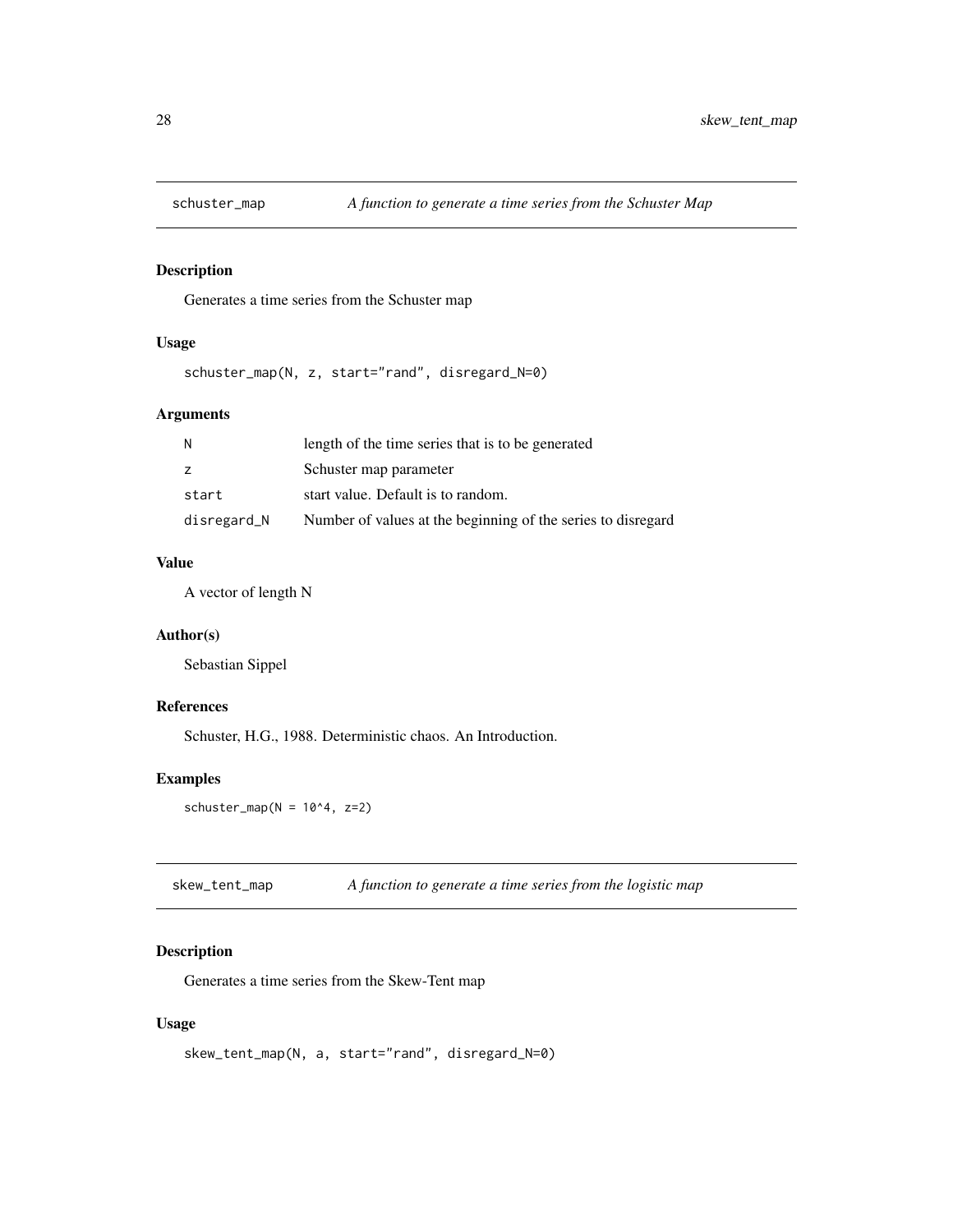## schuster_map — *A function to generate a time series from the Schuster Map*

### Description

Generates a time series from the Schuster map

### Usage

```
schuster_map(N, z, start="rand", disregard_N=0)
```

### Arguments

| | |
|---|---|
| N | length of the time series that is to be generated |
| z | Schuster map parameter |
| start | start value. Default is to random. |
| disregard_N | Number of values at the beginning of the series to disregard |

### Value

A vector of length N

### Author(s)

Sebastian Sippel

### References

Schuster, H.G., 1988. Deterministic chaos. An Introduction.

### Examples

```
schuster_map(N = 10^4, z=2)
```

## skew_tent_map — *A function to generate a time series from the logistic map*

### Description

Generates a time series from the Skew-Tent map

### Usage

```
skew_tent_map(N, a, start="rand", disregard_N=0)
```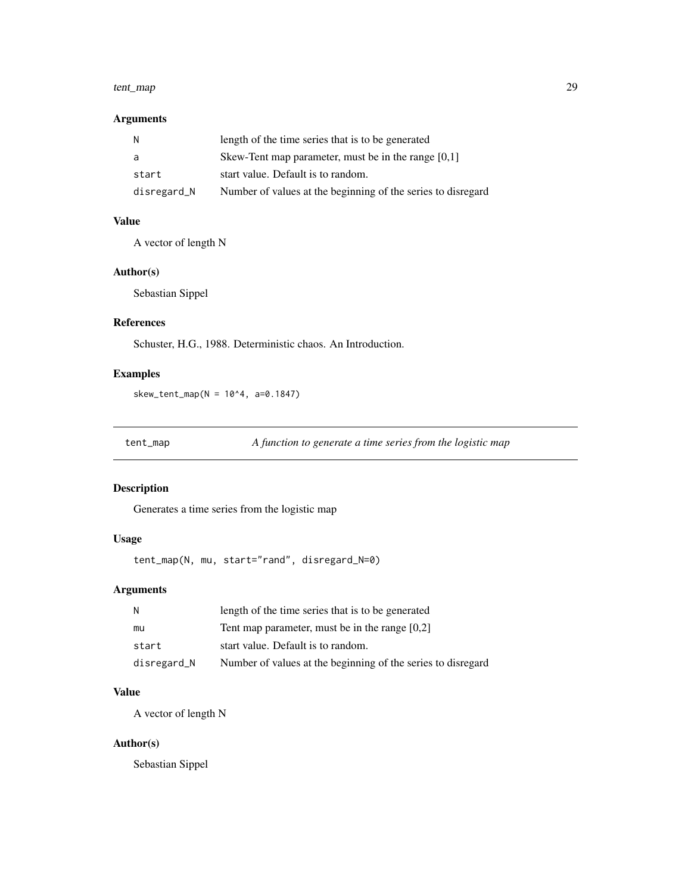### Arguments

| | |
|---|---|
| N | length of the time series that is to be generated |
| a | Skew-Tent map parameter, must be in the range [0,1] |
| start | start value. Default is to random. |
| disregard_N | Number of values at the beginning of the series to disregard |

### Value

A vector of length N

### Author(s)

Sebastian Sippel

### References

Schuster, H.G., 1988. Deterministic chaos. An Introduction.

### Examples

```
skew_tent_map(N = 10^4, a=0.1847)
```

---

## tent_map — *A function to generate a time series from the logistic map*

### Description

Generates a time series from the logistic map

### Usage

```
tent_map(N, mu, start="rand", disregard_N=0)
```

### Arguments

| | |
|---|---|
| N | length of the time series that is to be generated |
| mu | Tent map parameter, must be in the range [0,2] |
| start | start value. Default is to random. |
| disregard_N | Number of values at the beginning of the series to disregard |

### Value

A vector of length N

### Author(s)

Sebastian Sippel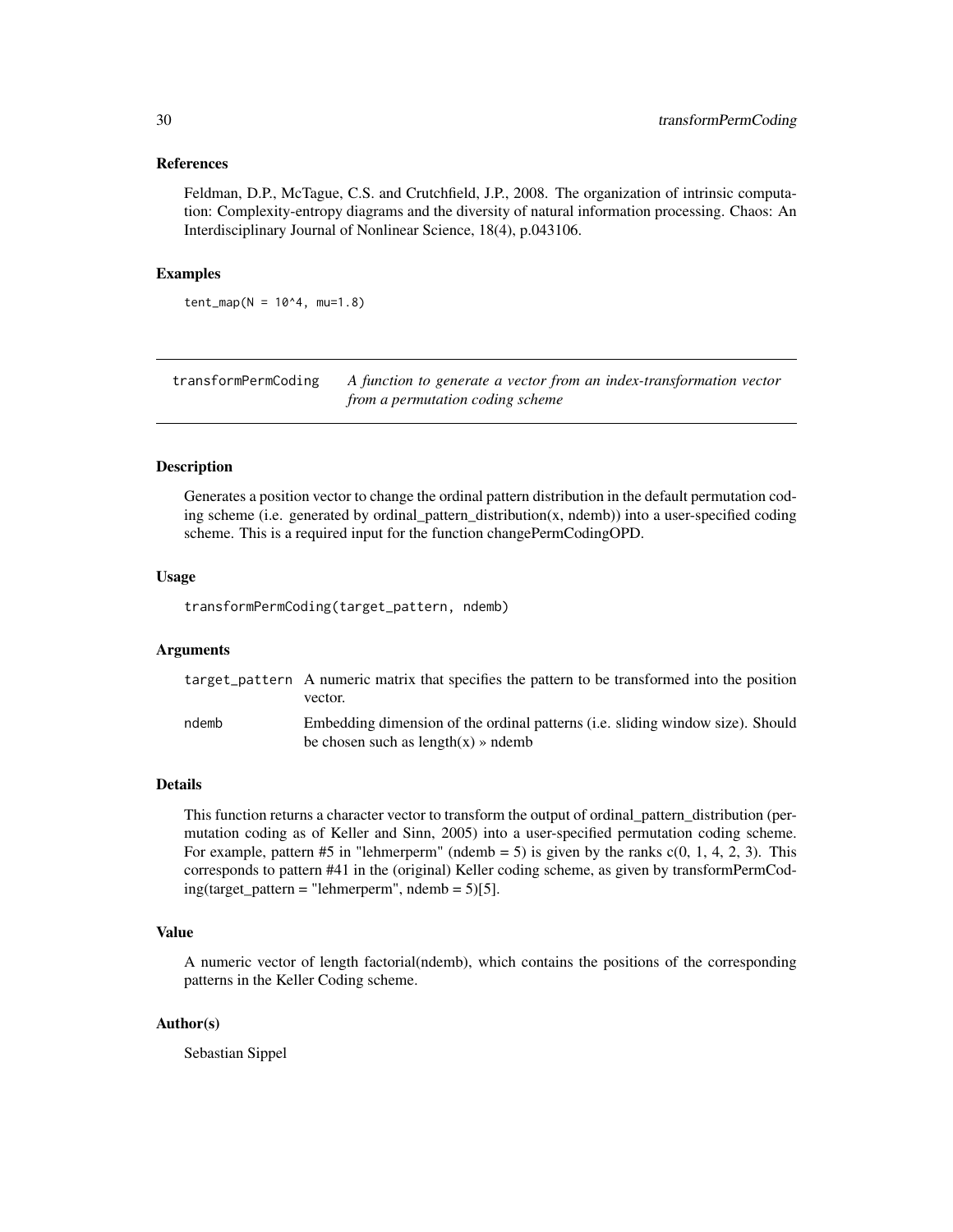### References

Feldman, D.P., McTague, C.S. and Crutchfield, J.P., 2008. The organization of intrinsic computation: Complexity-entropy diagrams and the diversity of natural information processing. Chaos: An Interdisciplinary Journal of Nonlinear Science, 18(4), p.043106.

### Examples

```
tent_map(N = 10^4, mu=1.8)
```

---

## transformPermCoding

*A function to generate a vector from an index-transformation vector from a permutation coding scheme*

---

### Description

Generates a position vector to change the ordinal pattern distribution in the default permutation coding scheme (i.e. generated by ordinal_pattern_distribution(x, ndemb)) into a user-specified coding scheme. This is a required input for the function changePermCodingOPD.

### Usage

```
transformPermCoding(target_pattern, ndemb)
```

### Arguments

| | |
|---|---|
| target_pattern | A numeric matrix that specifies the pattern to be transformed into the position vector. |
| ndemb | Embedding dimension of the ordinal patterns (i.e. sliding window size). Should be chosen such as length(x) » ndemb |

### Details

This function returns a character vector to transform the output of ordinal_pattern_distribution (permutation coding as of Keller and Sinn, 2005) into a user-specified permutation coding scheme. For example, pattern #5 in "lehmerperm" (ndemb = 5) is given by the ranks c(0, 1, 4, 2, 3). This corresponds to pattern #41 in the (original) Keller coding scheme, as given by transformPermCoding(target_pattern = "lehmerperm", ndemb = 5)[5].

### Value

A numeric vector of length factorial(ndemb), which contains the positions of the corresponding patterns in the Keller Coding scheme.

### Author(s)

Sebastian Sippel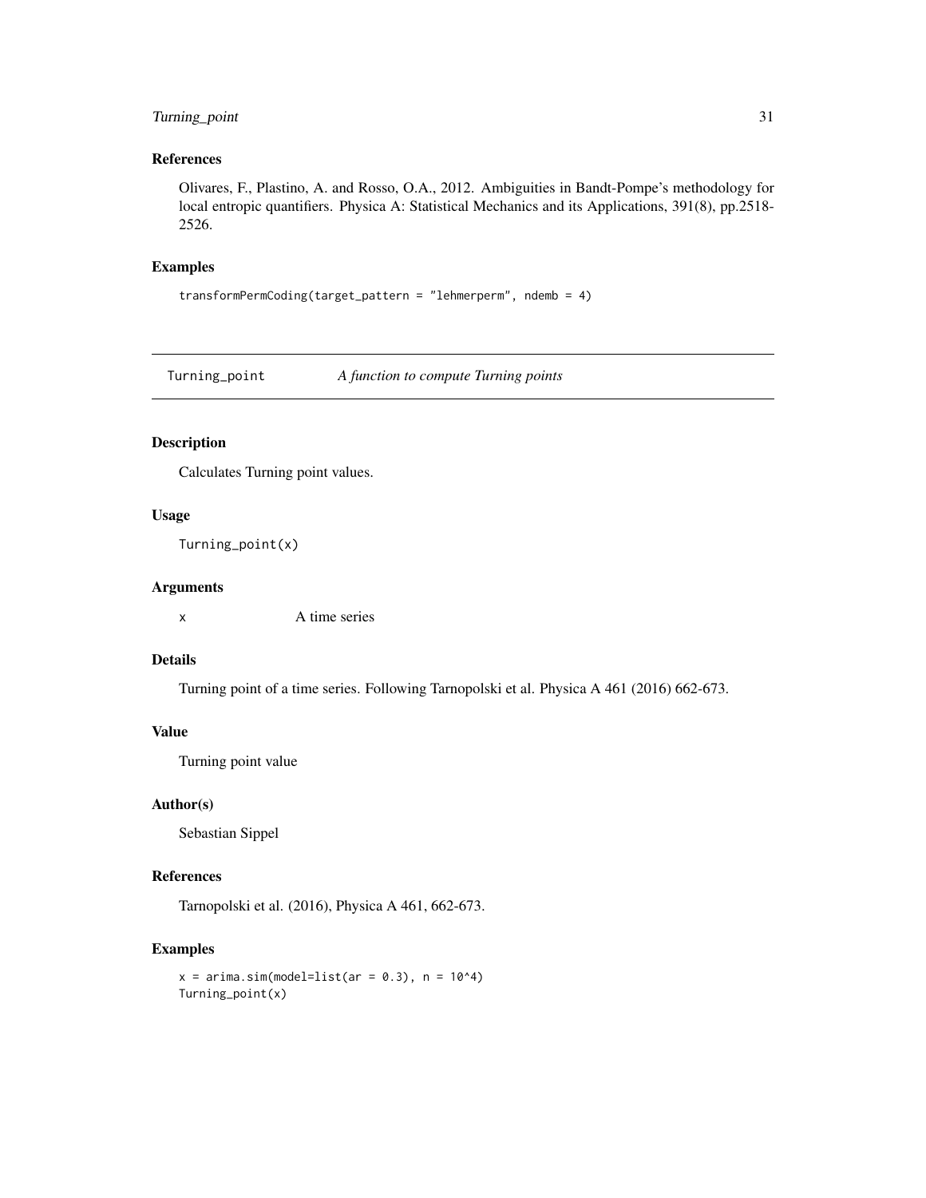### References

Olivares, F., Plastino, A. and Rosso, O.A., 2012. Ambiguities in Bandt-Pompe's methodology for local entropic quantifiers. Physica A: Statistical Mechanics and its Applications, 391(8), pp.2518-2526.

### Examples

```
transformPermCoding(target_pattern = "lehmerperm", ndemb = 4)
```

---

## Turning_point — *A function to compute Turning points*

### Description

Calculates Turning point values.

### Usage

```
Turning_point(x)
```

### Arguments

| | |
|---|---|
| x | A time series |

### Details

Turning point of a time series. Following Tarnopolski et al. Physica A 461 (2016) 662-673.

### Value

Turning point value

### Author(s)

Sebastian Sippel

### References

Tarnopolski et al. (2016), Physica A 461, 662-673.

### Examples

```
x = arima.sim(model=list(ar = 0.3), n = 10^4)
Turning_point(x)
```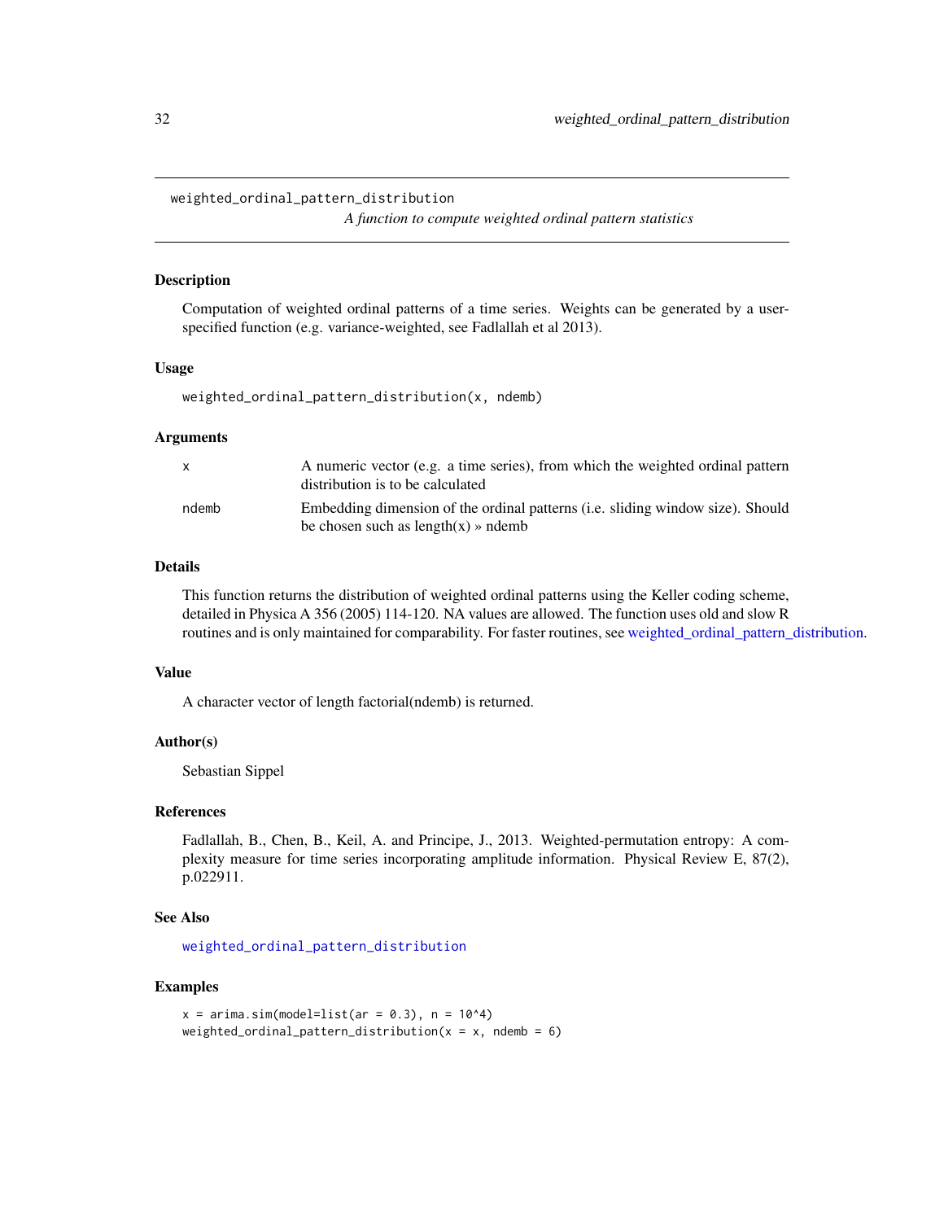# weighted_ordinal_pattern_distribution

*A function to compute weighted ordinal pattern statistics*

## Description

Computation of weighted ordinal patterns of a time series. Weights can be generated by a user-specified function (e.g. variance-weighted, see Fadlallah et al 2013).

## Usage

```
weighted_ordinal_pattern_distribution(x, ndemb)
```

## Arguments

| | |
|---|---|
| x | A numeric vector (e.g. a time series), from which the weighted ordinal pattern distribution is to be calculated |
| ndemb | Embedding dimension of the ordinal patterns (i.e. sliding window size). Should be chosen such as length(x) » ndemb |

## Details

This function returns the distribution of weighted ordinal patterns using the Keller coding scheme, detailed in Physica A 356 (2005) 114-120. NA values are allowed. The function uses old and slow R routines and is only maintained for comparability. For faster routines, see weighted_ordinal_pattern_distribution.

## Value

A character vector of length factorial(ndemb) is returned.

## Author(s)

Sebastian Sippel

## References

Fadlallah, B., Chen, B., Keil, A. and Principe, J., 2013. Weighted-permutation entropy: A complexity measure for time series incorporating amplitude information. Physical Review E, 87(2), p.022911.

## See Also

weighted_ordinal_pattern_distribution

## Examples

```
x = arima.sim(model=list(ar = 0.3), n = 10^4)
weighted_ordinal_pattern_distribution(x = x, ndemb = 6)
```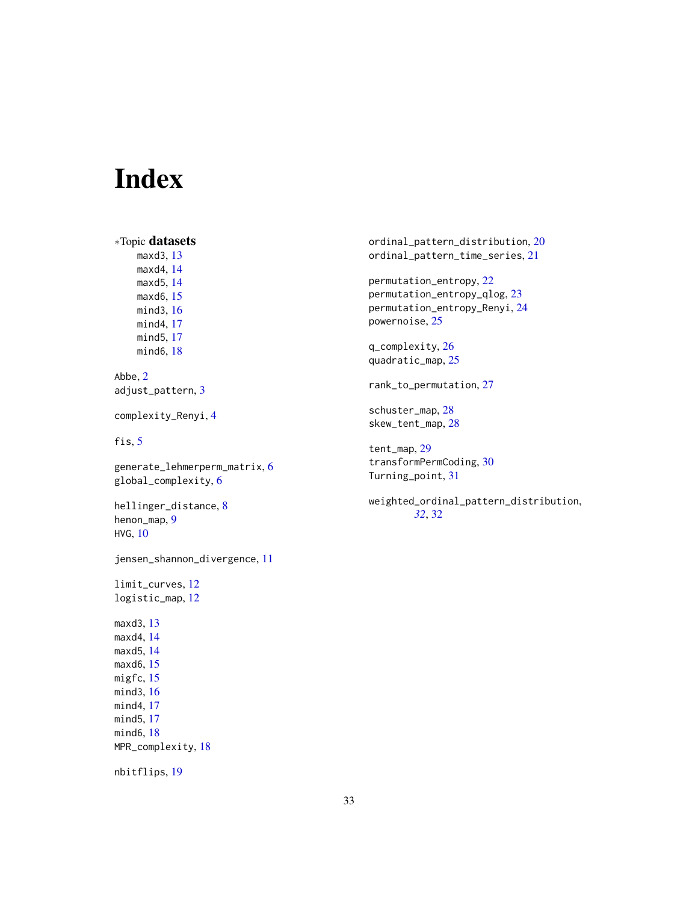# Index

∗Topic **datasets**
- maxd3, 13
- maxd4, 14
- maxd5, 14
- maxd6, 15
- mind3, 16
- mind4, 17
- mind5, 17
- mind6, 18

Abbe, 2
adjust_pattern, 3

complexity_Renyi, 4

fis, 5

generate_lehmerperm_matrix, 6
global_complexity, 6

hellinger_distance, 8
henon_map, 9
HVG, 10

jensen_shannon_divergence, 11

limit_curves, 12
logistic_map, 12

maxd3, 13
maxd4, 14
maxd5, 14
maxd6, 15
migfc, 15
mind3, 16
mind4, 17
mind5, 17
mind6, 18
MPR_complexity, 18

nbitflips, 19

ordinal_pattern_distribution, 20
ordinal_pattern_time_series, 21

permutation_entropy, 22
permutation_entropy_qlog, 23
permutation_entropy_Renyi, 24
powernoise, 25

q_complexity, 26
quadratic_map, 25

rank_to_permutation, 27

schuster_map, 28
skew_tent_map, 28

tent_map, 29
transformPermCoding, 30
Turning_point, 31

weighted_ordinal_pattern_distribution, *32*, 32